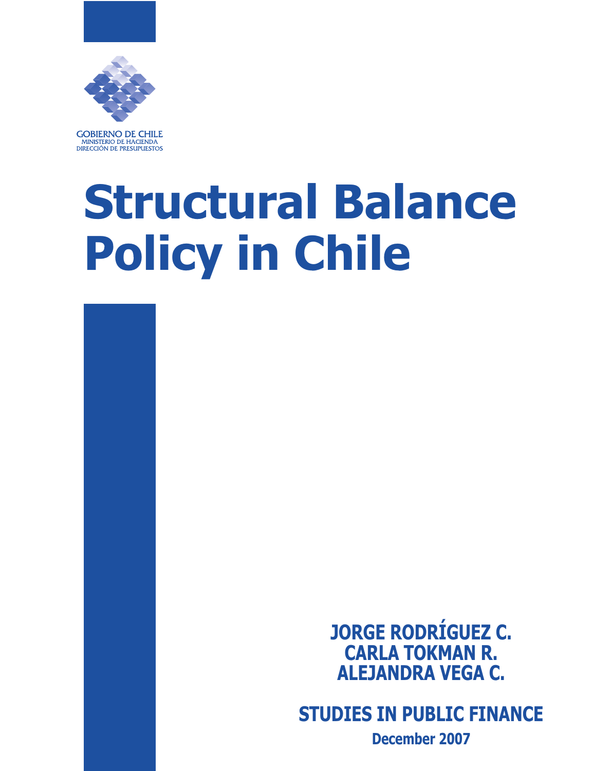GOBIERNO DE CHILE
MINISTERIO DE HACIENDA
DIRECCIÓN DE PRESUPUESTOS

# Structural Balance Policy in Chile

**JORGE RODRÍGUEZ C.**
**CARLA TOKMAN R.**
**ALEJANDRA VEGA C.**

**STUDIES IN PUBLIC FINANCE**

**December 2007**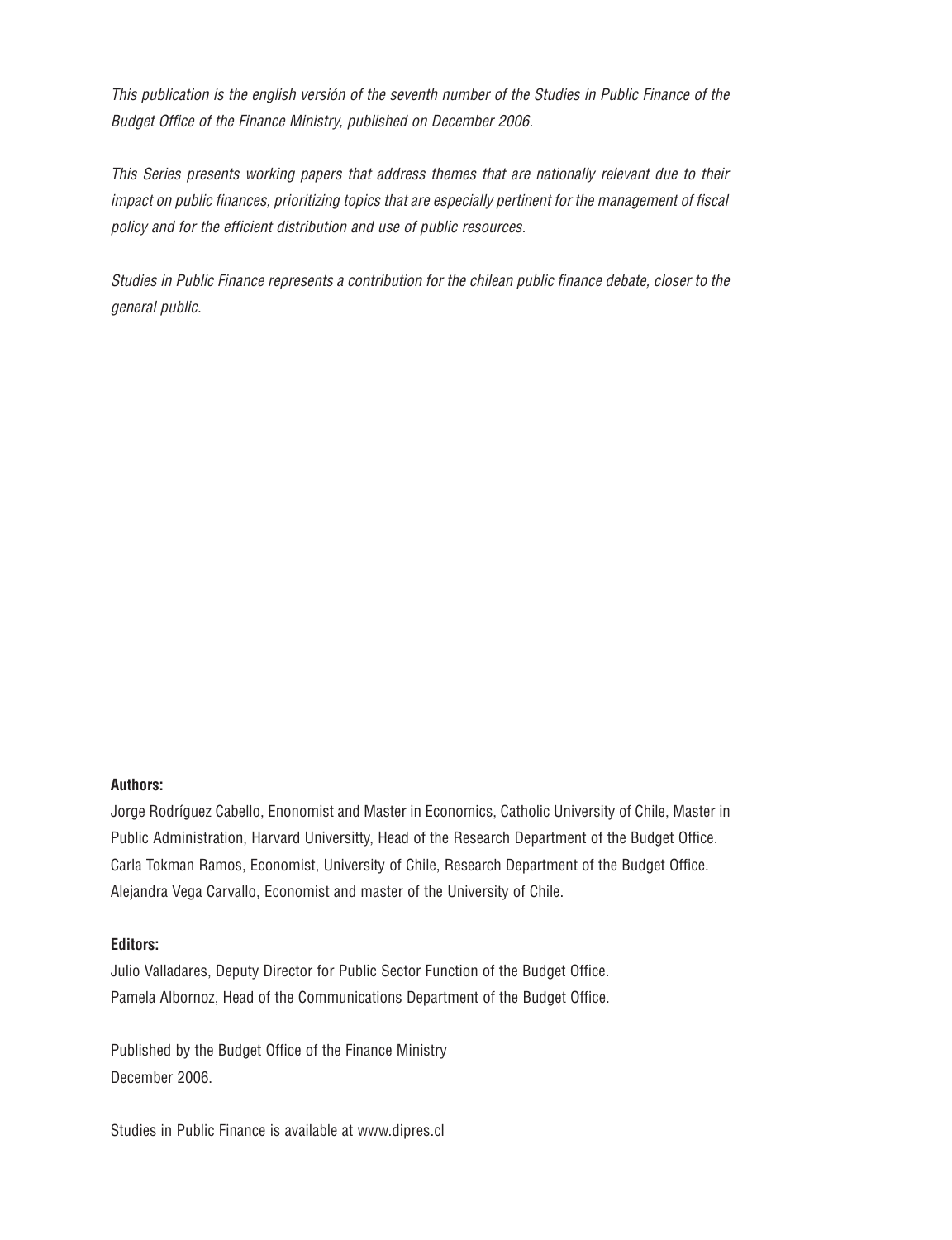*This publication is the english versión of the seventh number of the Studies in Public Finance of the Budget Office of the Finance Ministry, published on December 2006.*

*This Series presents working papers that address themes that are nationally relevant due to their impact on public finances, prioritizing topics that are especially pertinent for the management of fiscal policy and for the efficient distribution and use of public resources.*

*Studies in Public Finance represents a contribution for the chilean public finance debate, closer to the general public.*

**Authors:**

Jorge Rodríguez Cabello, Enonomist and Master in Economics, Catholic University of Chile, Master in Public Administration, Harvard Universitty, Head of the Research Department of the Budget Office.
Carla Tokman Ramos, Economist, University of Chile, Research Department of the Budget Office.
Alejandra Vega Carvallo, Economist and master of the University of Chile.

**Editors:**

Julio Valladares, Deputy Director for Public Sector Function of the Budget Office.
Pamela Albornoz, Head of the Communications Department of the Budget Office.

Published by the Budget Office of the Finance Ministry
December 2006.

Studies in Public Finance is available at www.dipres.cl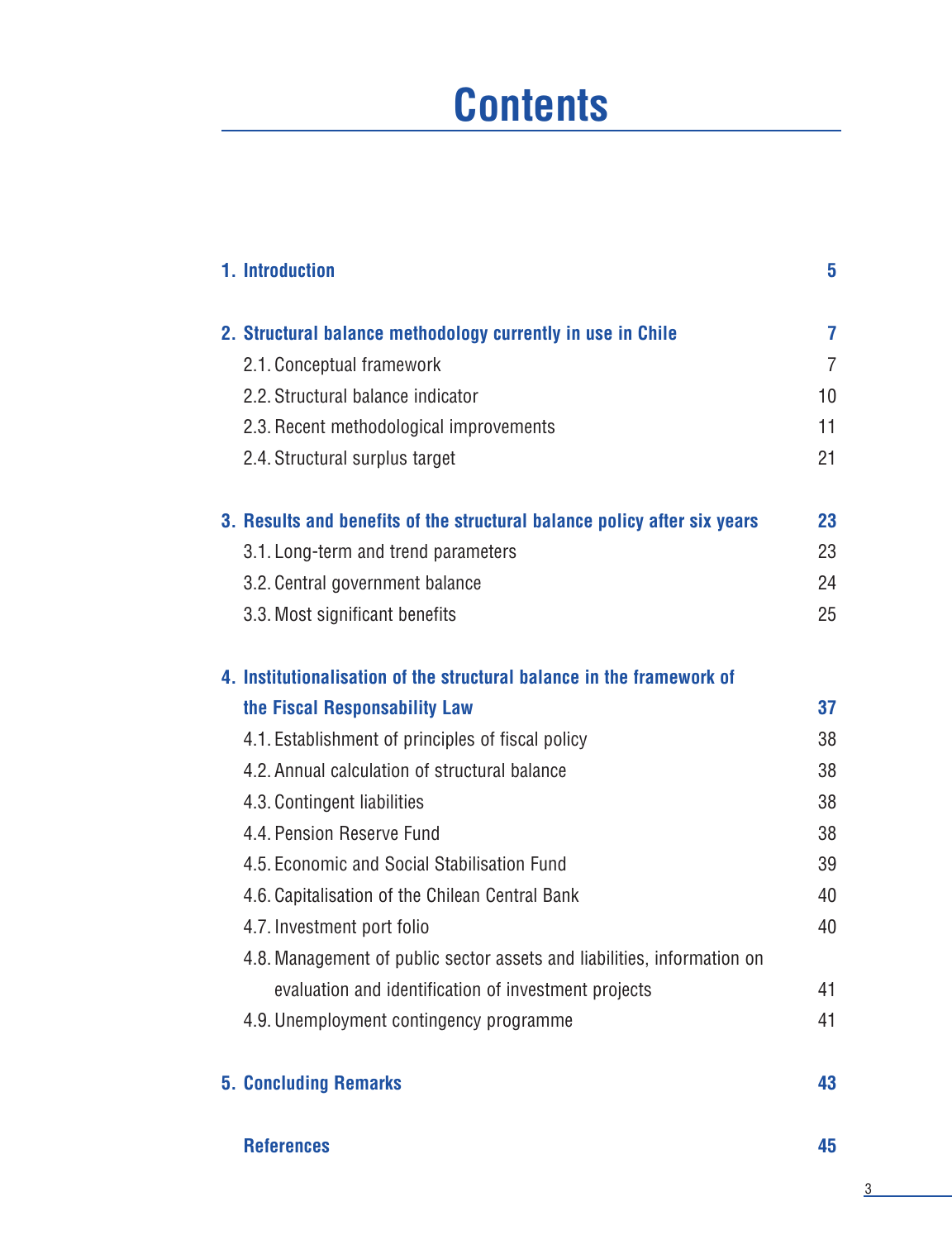# Contents

| | |
|---|---|
| **1. Introduction** | **5** |
| **2. Structural balance methodology currently in use in Chile** | **7** |
| 2.1. Conceptual framework | 7 |
| 2.2. Structural balance indicator | 10 |
| 2.3. Recent methodological improvements | 11 |
| 2.4. Structural surplus target | 21 |
| **3. Results and benefits of the structural balance policy after six years** | **23** |
| 3.1. Long-term and trend parameters | 23 |
| 3.2. Central government balance | 24 |
| 3.3. Most significant benefits | 25 |
| **4. Institutionalisation of the structural balance in the framework of the Fiscal Responsability Law** | **37** |
| 4.1. Establishment of principles of fiscal policy | 38 |
| 4.2. Annual calculation of structural balance | 38 |
| 4.3. Contingent liabilities | 38 |
| 4.4. Pension Reserve Fund | 38 |
| 4.5. Economic and Social Stabilisation Fund | 39 |
| 4.6. Capitalisation of the Chilean Central Bank | 40 |
| 4.7. Investment port folio | 40 |
| 4.8. Management of public sector assets and liabilities, information on evaluation and identification of investment projects | 41 |
| 4.9. Unemployment contingency programme | 41 |
| **5. Concluding Remarks** | **43** |
| **References** | **45** |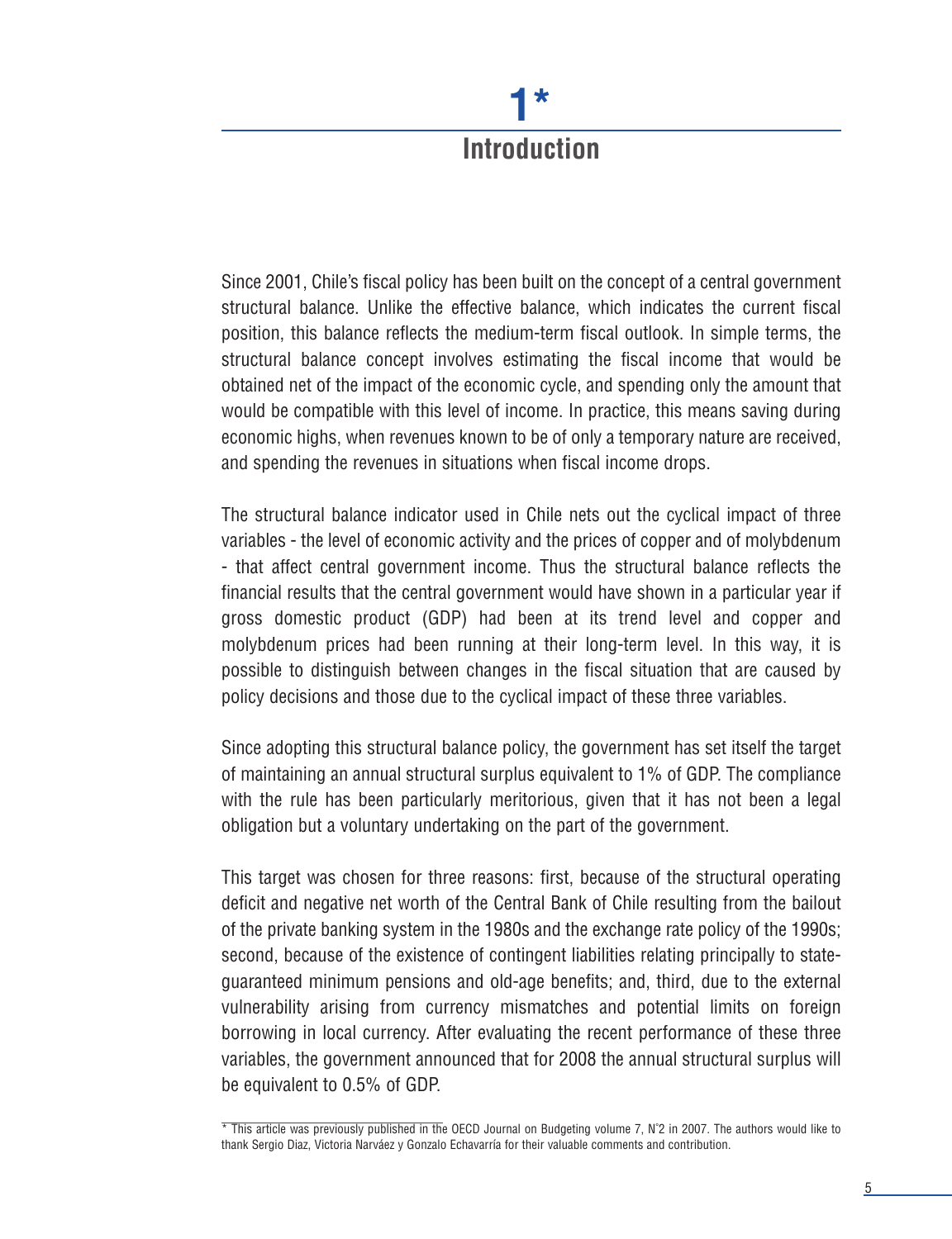# 1* Introduction

Since 2001, Chile's fiscal policy has been built on the concept of a central government structural balance. Unlike the effective balance, which indicates the current fiscal position, this balance reflects the medium-term fiscal outlook. In simple terms, the structural balance concept involves estimating the fiscal income that would be obtained net of the impact of the economic cycle, and spending only the amount that would be compatible with this level of income. In practice, this means saving during economic highs, when revenues known to be of only a temporary nature are received, and spending the revenues in situations when fiscal income drops.

The structural balance indicator used in Chile nets out the cyclical impact of three variables - the level of economic activity and the prices of copper and of molybdenum - that affect central government income. Thus the structural balance reflects the financial results that the central government would have shown in a particular year if gross domestic product (GDP) had been at its trend level and copper and molybdenum prices had been running at their long-term level. In this way, it is possible to distinguish between changes in the fiscal situation that are caused by policy decisions and those due to the cyclical impact of these three variables.

Since adopting this structural balance policy, the government has set itself the target of maintaining an annual structural surplus equivalent to 1% of GDP. The compliance with the rule has been particularly meritorious, given that it has not been a legal obligation but a voluntary undertaking on the part of the government.

This target was chosen for three reasons: first, because of the structural operating deficit and negative net worth of the Central Bank of Chile resulting from the bailout of the private banking system in the 1980s and the exchange rate policy of the 1990s; second, because of the existence of contingent liabilities relating principally to state-guaranteed minimum pensions and old-age benefits; and, third, due to the external vulnerability arising from currency mismatches and potential limits on foreign borrowing in local currency. After evaluating the recent performance of these three variables, the government announced that for 2008 the annual structural surplus will be equivalent to 0.5% of GDP.

* This article was previously published in the OECD Journal on Budgeting volume 7, N°2 in 2007. The authors would like to thank Sergio Diaz, Victoria Narváez y Gonzalo Echavarría for their valuable comments and contribution.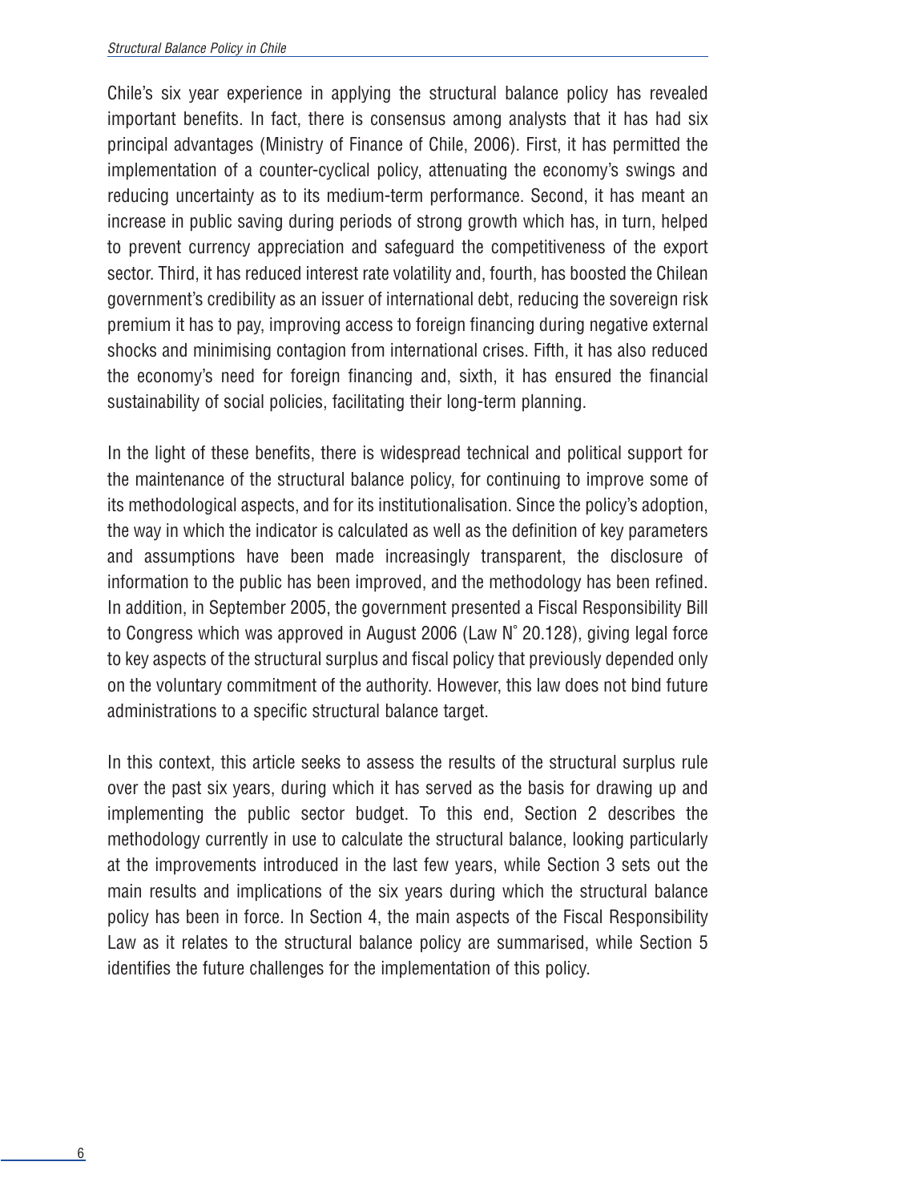Chile's six year experience in applying the structural balance policy has revealed important benefits. In fact, there is consensus among analysts that it has had six principal advantages (Ministry of Finance of Chile, 2006). First, it has permitted the implementation of a counter-cyclical policy, attenuating the economy's swings and reducing uncertainty as to its medium-term performance. Second, it has meant an increase in public saving during periods of strong growth which has, in turn, helped to prevent currency appreciation and safeguard the competitiveness of the export sector. Third, it has reduced interest rate volatility and, fourth, has boosted the Chilean government's credibility as an issuer of international debt, reducing the sovereign risk premium it has to pay, improving access to foreign financing during negative external shocks and minimising contagion from international crises. Fifth, it has also reduced the economy's need for foreign financing and, sixth, it has ensured the financial sustainability of social policies, facilitating their long-term planning.

In the light of these benefits, there is widespread technical and political support for the maintenance of the structural balance policy, for continuing to improve some of its methodological aspects, and for its institutionalisation. Since the policy's adoption, the way in which the indicator is calculated as well as the definition of key parameters and assumptions have been made increasingly transparent, the disclosure of information to the public has been improved, and the methodology has been refined. In addition, in September 2005, the government presented a Fiscal Responsibility Bill to Congress which was approved in August 2006 (Law N° 20.128), giving legal force to key aspects of the structural surplus and fiscal policy that previously depended only on the voluntary commitment of the authority. However, this law does not bind future administrations to a specific structural balance target.

In this context, this article seeks to assess the results of the structural surplus rule over the past six years, during which it has served as the basis for drawing up and implementing the public sector budget. To this end, Section 2 describes the methodology currently in use to calculate the structural balance, looking particularly at the improvements introduced in the last few years, while Section 3 sets out the main results and implications of the six years during which the structural balance policy has been in force. In Section 4, the main aspects of the Fiscal Responsibility Law as it relates to the structural balance policy are summarised, while Section 5 identifies the future challenges for the implementation of this policy.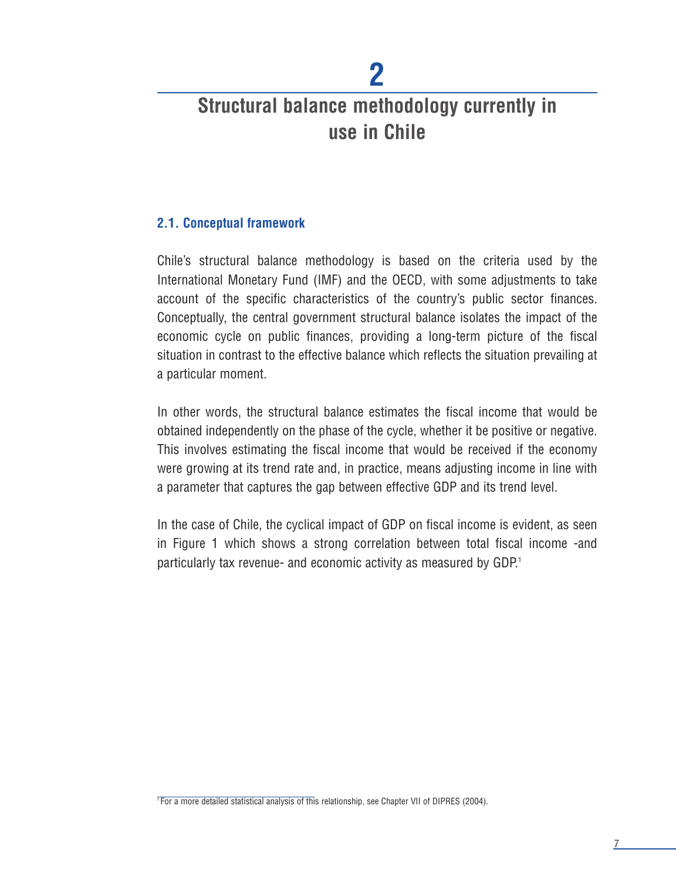# 2

# Structural balance methodology currently in use in Chile

## 2.1. Conceptual framework

Chile's structural balance methodology is based on the criteria used by the International Monetary Fund (IMF) and the OECD, with some adjustments to take account of the specific characteristics of the country's public sector finances. Conceptually, the central government structural balance isolates the impact of the economic cycle on public finances, providing a long-term picture of the fiscal situation in contrast to the effective balance which reflects the situation prevailing at a particular moment.

In other words, the structural balance estimates the fiscal income that would be obtained independently on the phase of the cycle, whether it be positive or negative. This involves estimating the fiscal income that would be received if the economy were growing at its trend rate and, in practice, means adjusting income in line with a parameter that captures the gap between effective GDP and its trend level.

In the case of Chile, the cyclical impact of GDP on fiscal income is evident, as seen in Figure 1 which shows a strong correlation between total fiscal income -and particularly tax revenue- and economic activity as measured by GDP.[1]

[1] For a more detailed statistical analysis of this relationship, see Chapter VII of DIPRES (2004).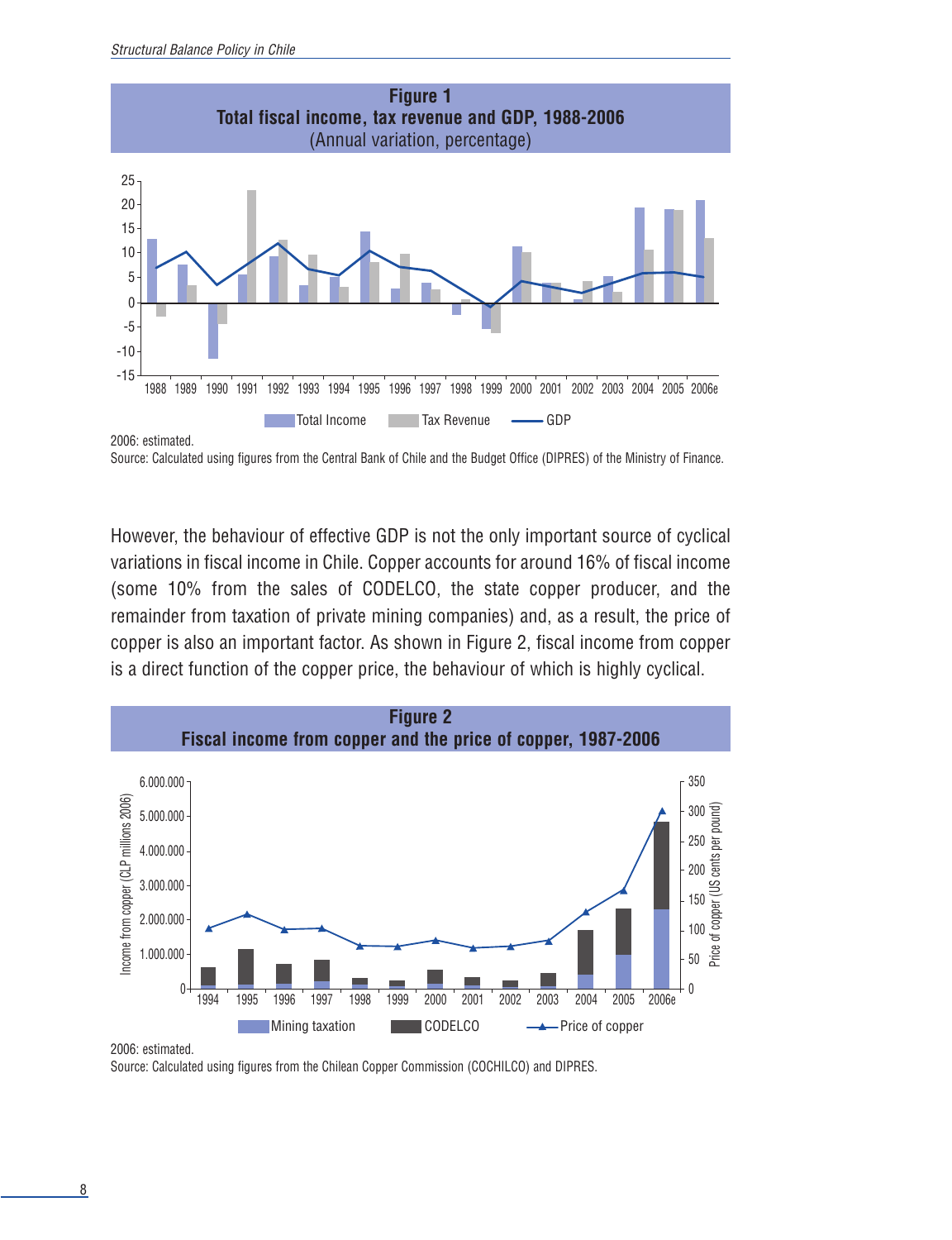**Figure 1**
**Total fiscal income, tax revenue and GDP, 1988-2006**
(Annual variation, percentage)

2006: estimated.
Source: Calculated using figures from the Central Bank of Chile and the Budget Office (DIPRES) of the Ministry of Finance.

However, the behaviour of effective GDP is not the only important source of cyclical variations in fiscal income in Chile. Copper accounts for around 16% of fiscal income (some 10% from the sales of CODELCO, the state copper producer, and the remainder from taxation of private mining companies) and, as a result, the price of copper is also an important factor. As shown in Figure 2, fiscal income from copper is a direct function of the copper price, the behaviour of which is highly cyclical.

**Figure 2**
**Fiscal income from copper and the price of copper, 1987-2006**

2006: estimated.
Source: Calculated using figures from the Chilean Copper Commission (COCHILCO) and DIPRES.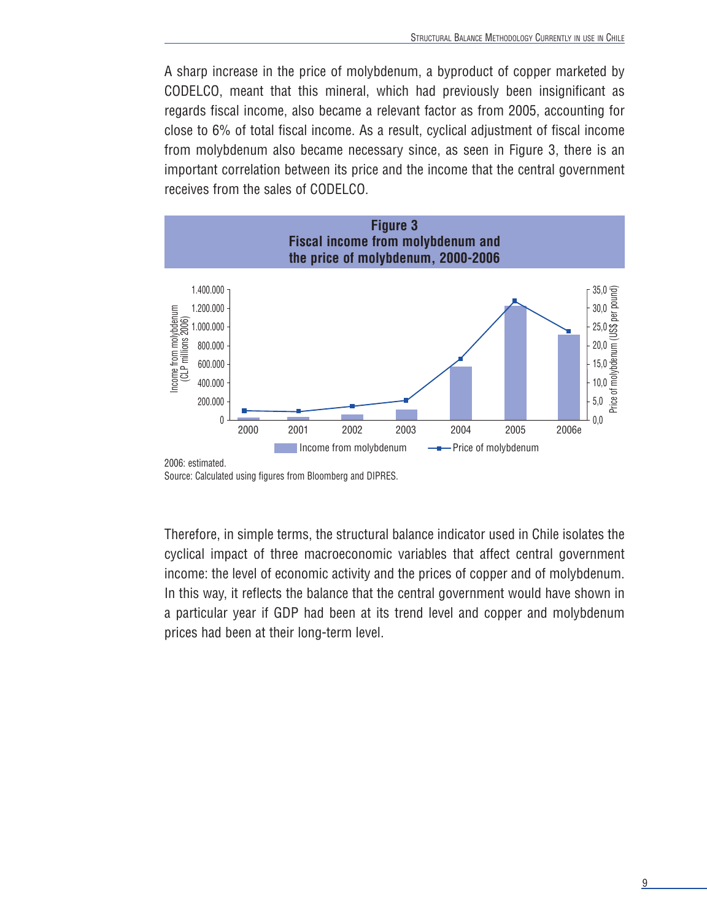A sharp increase in the price of molybdenum, a byproduct of copper marketed by CODELCO, meant that this mineral, which had previously been insignificant as regards fiscal income, also became a relevant factor as from 2005, accounting for close to 6% of total fiscal income. As a result, cyclical adjustment of fiscal income from molybdenum also became necessary since, as seen in Figure 3, there is an important correlation between its price and the income that the central government receives from the sales of CODELCO.

**Figure 3**
**Fiscal income from molybdenum and the price of molybdenum, 2000-2006**

2006: estimated.
Source: Calculated using figures from Bloomberg and DIPRES.

Therefore, in simple terms, the structural balance indicator used in Chile isolates the cyclical impact of three macroeconomic variables that affect central government income: the level of economic activity and the prices of copper and of molybdenum. In this way, it reflects the balance that the central government would have shown in a particular year if GDP had been at its trend level and copper and molybdenum prices had been at their long-term level.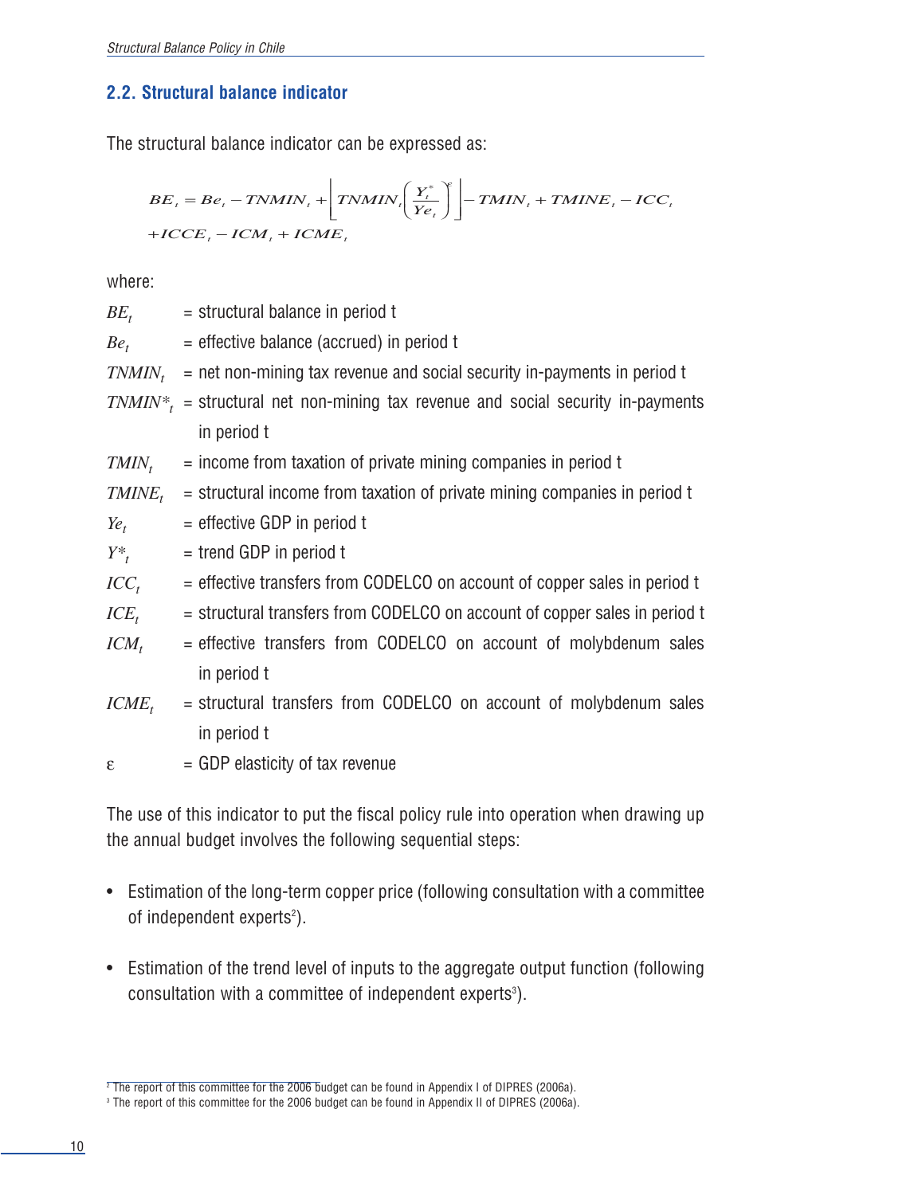## 2.2. Structural balance indicator

The structural balance indicator can be expressed as:

$$BE_t = Be_t - TNMIN_t + \left[ TNMIN_t \left( \frac{Y_t^*}{Ye_t} \right)^{\varepsilon} \right] - TMIN_t + TMINE_t - ICC_t$$
$$+ICCE_t - ICM_t + ICME_t$$

where:

- $BE_t$ = structural balance in period t
- $Be_t$ = effective balance (accrued) in period t
- $TNMIN_t$ = net non-mining tax revenue and social security in-payments in period t
- $TNMIN^*_t$ = structural net non-mining tax revenue and social security in-payments in period t
- $TMIN_t$ = income from taxation of private mining companies in period t
- $TMINE_t$ = structural income from taxation of private mining companies in period t
- $Ye_t$ = effective GDP in period t
- $Y^*_t$ = trend GDP in period t
- $ICC_t$ = effective transfers from CODELCO on account of copper sales in period t
- $ICE_t$ = structural transfers from CODELCO on account of copper sales in period t
- $ICM_t$ = effective transfers from CODELCO on account of molybdenum sales in period t
- $ICME_t$ = structural transfers from CODELCO on account of molybdenum sales in period t
- $\varepsilon$ = GDP elasticity of tax revenue

The use of this indicator to put the fiscal policy rule into operation when drawing up the annual budget involves the following sequential steps:

- Estimation of the long-term copper price (following consultation with a committee of independent experts[2]).
- Estimation of the trend level of inputs to the aggregate output function (following consultation with a committee of independent experts[3]).

[2] The report of this committee for the 2006 budget can be found in Appendix I of DIPRES (2006a).

[3] The report of this committee for the 2006 budget can be found in Appendix II of DIPRES (2006a).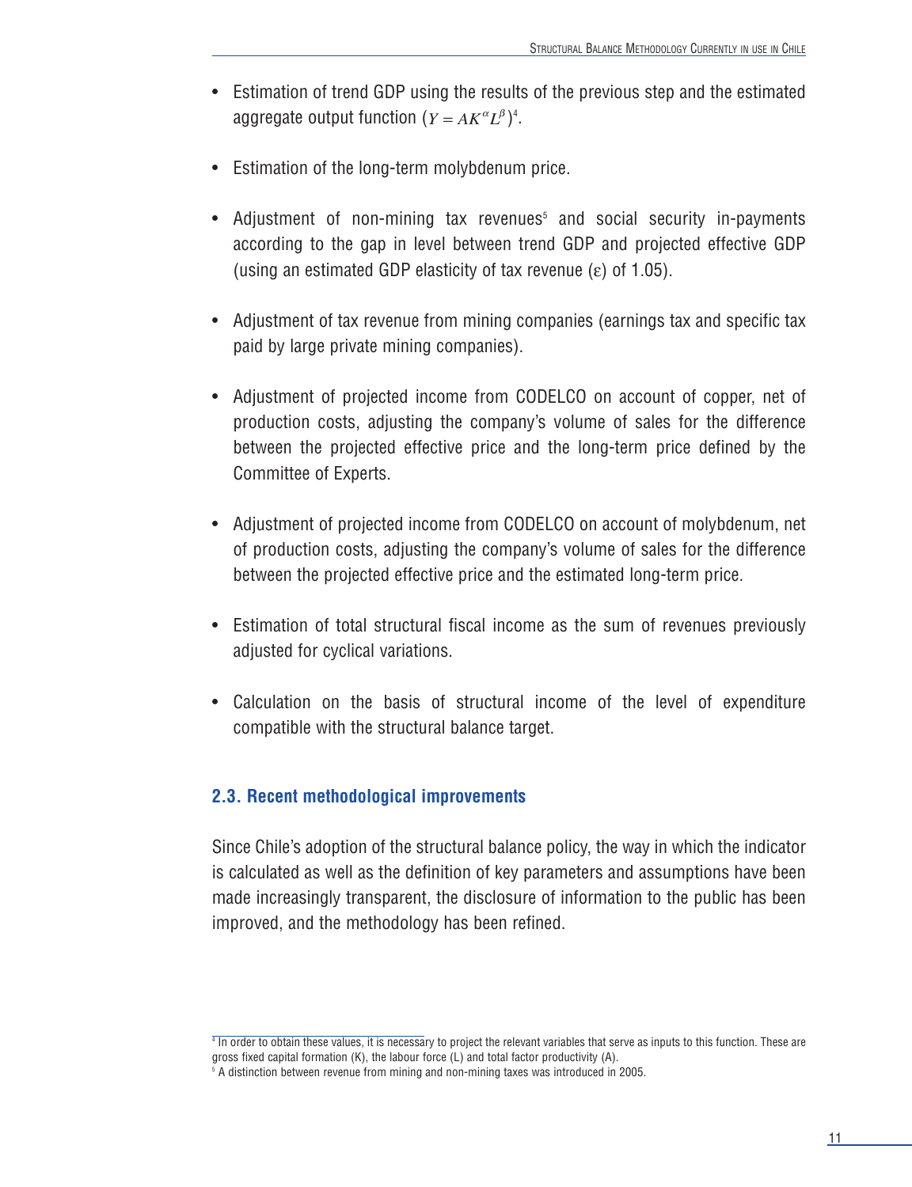- Estimation of trend GDP using the results of the previous step and the estimated aggregate output function ($Y = AK^{\alpha}L^{\beta}$)[4].

- Estimation of the long-term molybdenum price.

- Adjustment of non-mining tax revenues[5] and social security in-payments according to the gap in level between trend GDP and projected effective GDP (using an estimated GDP elasticity of tax revenue ($\varepsilon$) of 1.05).

- Adjustment of tax revenue from mining companies (earnings tax and specific tax paid by large private mining companies).

- Adjustment of projected income from CODELCO on account of copper, net of production costs, adjusting the company's volume of sales for the difference between the projected effective price and the long-term price defined by the Committee of Experts.

- Adjustment of projected income from CODELCO on account of molybdenum, net of production costs, adjusting the company's volume of sales for the difference between the projected effective price and the estimated long-term price.

- Estimation of total structural fiscal income as the sum of revenues previously adjusted for cyclical variations.

- Calculation on the basis of structural income of the level of expenditure compatible with the structural balance target.

## 2.3. Recent methodological improvements

Since Chile's adoption of the structural balance policy, the way in which the indicator is calculated as well as the definition of key parameters and assumptions have been made increasingly transparent, the disclosure of information to the public has been improved, and the methodology has been refined.

[4] In order to obtain these values, it is necessary to project the relevant variables that serve as inputs to this function. These are gross fixed capital formation (K), the labour force (L) and total factor productivity (A).

[5] A distinction between revenue from mining and non-mining taxes was introduced in 2005.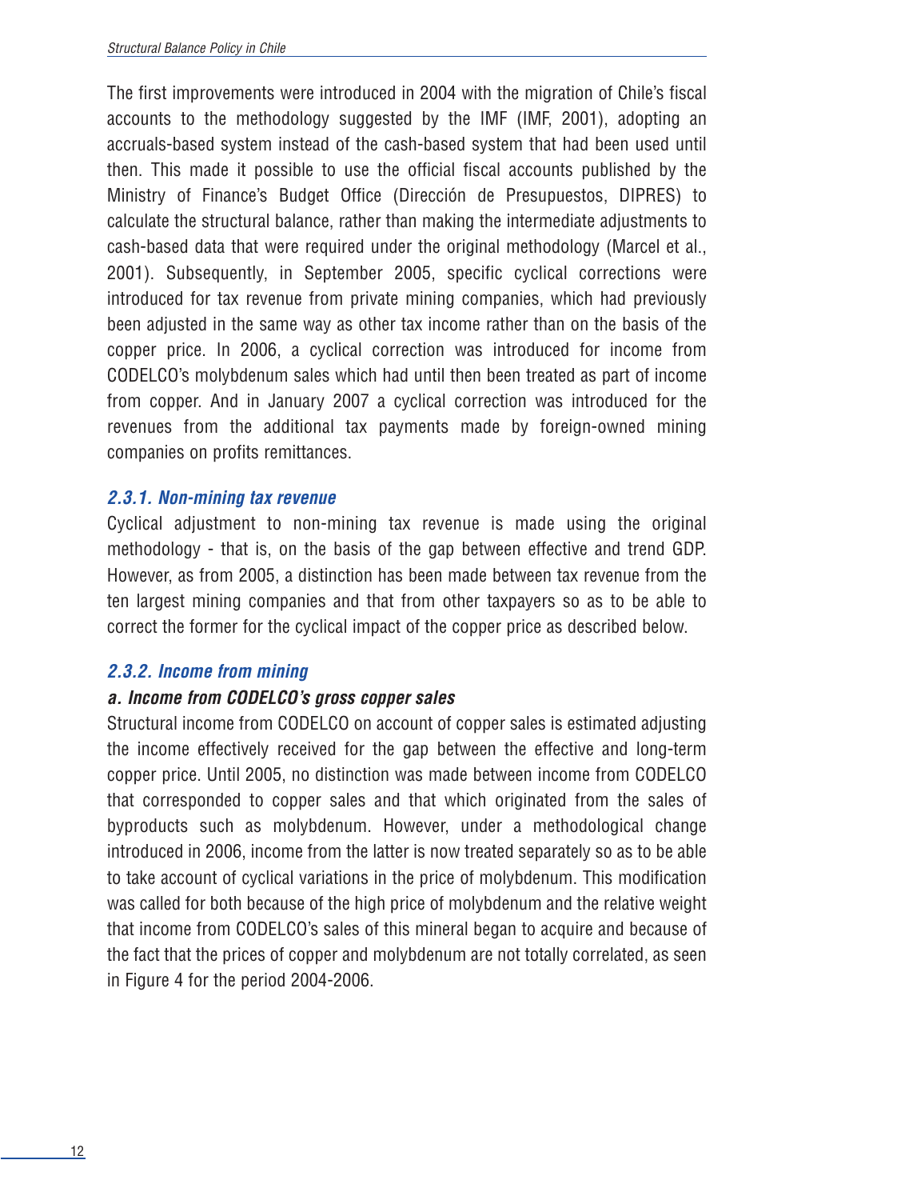The first improvements were introduced in 2004 with the migration of Chile's fiscal accounts to the methodology suggested by the IMF (IMF, 2001), adopting an accruals-based system instead of the cash-based system that had been used until then. This made it possible to use the official fiscal accounts published by the Ministry of Finance's Budget Office (Dirección de Presupuestos, DIPRES) to calculate the structural balance, rather than making the intermediate adjustments to cash-based data that were required under the original methodology (Marcel et al., 2001). Subsequently, in September 2005, specific cyclical corrections were introduced for tax revenue from private mining companies, which had previously been adjusted in the same way as other tax income rather than on the basis of the copper price. In 2006, a cyclical correction was introduced for income from CODELCO's molybdenum sales which had until then been treated as part of income from copper. And in January 2007 a cyclical correction was introduced for the revenues from the additional tax payments made by foreign-owned mining companies on profits remittances.

### *2.3.1. Non-mining tax revenue*

Cyclical adjustment to non-mining tax revenue is made using the original methodology - that is, on the basis of the gap between effective and trend GDP. However, as from 2005, a distinction has been made between tax revenue from the ten largest mining companies and that from other taxpayers so as to be able to correct the former for the cyclical impact of the copper price as described below.

### *2.3.2. Income from mining*

#### *a. Income from CODELCO's gross copper sales*

Structural income from CODELCO on account of copper sales is estimated adjusting the income effectively received for the gap between the effective and long-term copper price. Until 2005, no distinction was made between income from CODELCO that corresponded to copper sales and that which originated from the sales of byproducts such as molybdenum. However, under a methodological change introduced in 2006, income from the latter is now treated separately so as to be able to take account of cyclical variations in the price of molybdenum. This modification was called for both because of the high price of molybdenum and the relative weight that income from CODELCO's sales of this mineral began to acquire and because of the fact that the prices of copper and molybdenum are not totally correlated, as seen in Figure 4 for the period 2004-2006.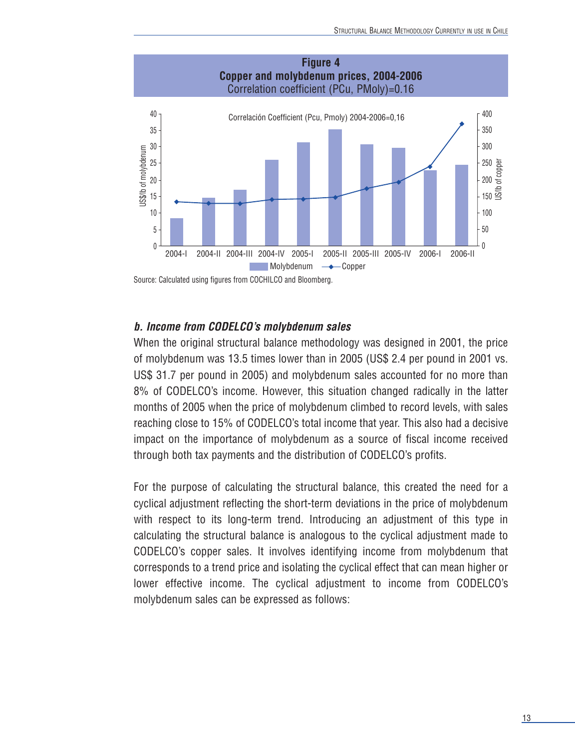**Figure 4**
**Copper and molybdenum prices, 2004-2006**
Correlation coefficient (PCu, PMoly)=0.16

Source: Calculated using figures from COCHILCO and Bloomberg.

### *b. Income from CODELCO's molybdenum sales*

When the original structural balance methodology was designed in 2001, the price of molybdenum was 13.5 times lower than in 2005 (US$ 2.4 per pound in 2001 vs. US$ 31.7 per pound in 2005) and molybdenum sales accounted for no more than 8% of CODELCO's income. However, this situation changed radically in the latter months of 2005 when the price of molybdenum climbed to record levels, with sales reaching close to 15% of CODELCO's total income that year. This also had a decisive impact on the importance of molybdenum as a source of fiscal income received through both tax payments and the distribution of CODELCO's profits.

For the purpose of calculating the structural balance, this created the need for a cyclical adjustment reflecting the short-term deviations in the price of molybdenum with respect to its long-term trend. Introducing an adjustment of this type in calculating the structural balance is analogous to the cyclical adjustment made to CODELCO's copper sales. It involves identifying income from molybdenum that corresponds to a trend price and isolating the cyclical effect that can mean higher or lower effective income. The cyclical adjustment to income from CODELCO's molybdenum sales can be expressed as follows: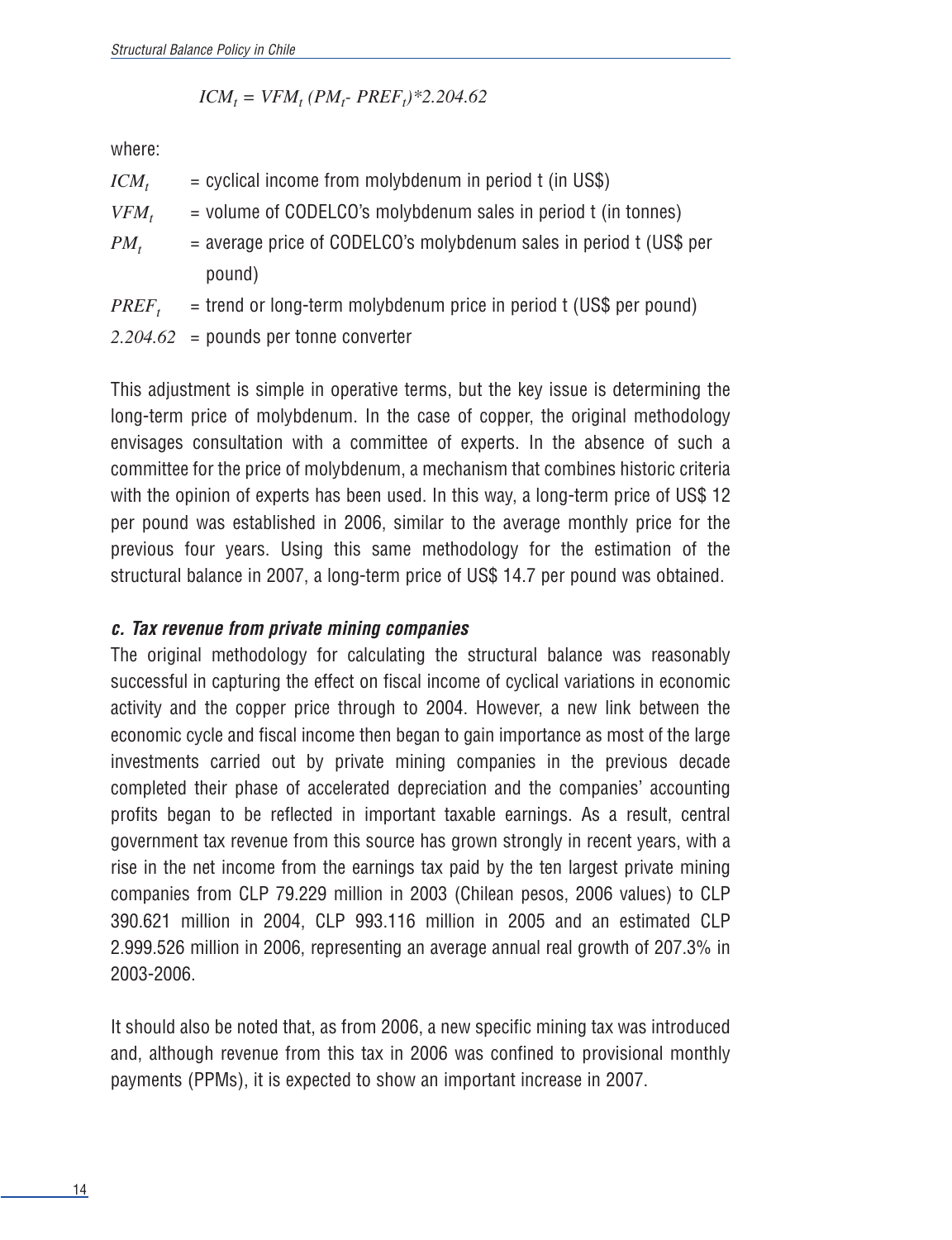$$ICM_t = VFM_t\,(PM_t - PREF_t)*2.204.62$$

where:

$ICM_t$ = cyclical income from molybdenum in period t (in US$)

$VFM_t$ = volume of CODELCO's molybdenum sales in period t (in tonnes)

$PM_t$ = average price of CODELCO's molybdenum sales in period t (US$ per pound)

$PREF_t$ = trend or long-term molybdenum price in period t (US$ per pound)

$2.204.62$ = pounds per tonne converter

This adjustment is simple in operative terms, but the key issue is determining the long-term price of molybdenum. In the case of copper, the original methodology envisages consultation with a committee of experts. In the absence of such a committee for the price of molybdenum, a mechanism that combines historic criteria with the opinion of experts has been used. In this way, a long-term price of US$ 12 per pound was established in 2006, similar to the average monthly price for the previous four years. Using this same methodology for the estimation of the structural balance in 2007, a long-term price of US$ 14.7 per pound was obtained.

### *c. Tax revenue from private mining companies*

The original methodology for calculating the structural balance was reasonably successful in capturing the effect on fiscal income of cyclical variations in economic activity and the copper price through to 2004. However, a new link between the economic cycle and fiscal income then began to gain importance as most of the large investments carried out by private mining companies in the previous decade completed their phase of accelerated depreciation and the companies' accounting profits began to be reflected in important taxable earnings. As a result, central government tax revenue from this source has grown strongly in recent years, with a rise in the net income from the earnings tax paid by the ten largest private mining companies from CLP 79.229 million in 2003 (Chilean pesos, 2006 values) to CLP 390.621 million in 2004, CLP 993.116 million in 2005 and an estimated CLP 2.999.526 million in 2006, representing an average annual real growth of 207.3% in 2003-2006.

It should also be noted that, as from 2006, a new specific mining tax was introduced and, although revenue from this tax in 2006 was confined to provisional monthly payments (PPMs), it is expected to show an important increase in 2007.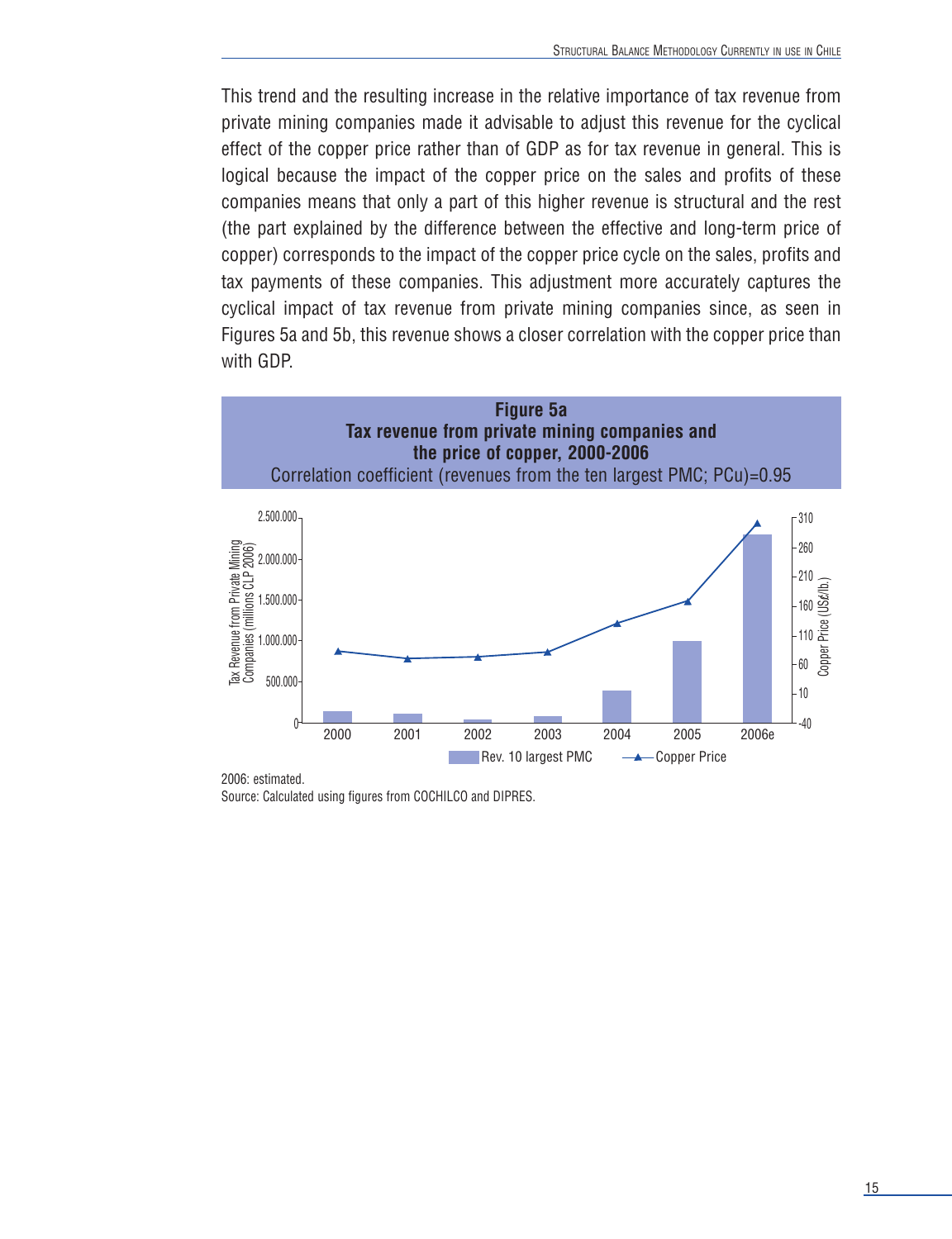This trend and the resulting increase in the relative importance of tax revenue from private mining companies made it advisable to adjust this revenue for the cyclical effect of the copper price rather than of GDP as for tax revenue in general. This is logical because the impact of the copper price on the sales and profits of these companies means that only a part of this higher revenue is structural and the rest (the part explained by the difference between the effective and long-term price of copper) corresponds to the impact of the copper price cycle on the sales, profits and tax payments of these companies. This adjustment more accurately captures the cyclical impact of tax revenue from private mining companies since, as seen in Figures 5a and 5b, this revenue shows a closer correlation with the copper price than with GDP.

**Figure 5a**
**Tax revenue from private mining companies and the price of copper, 2000-2006**
Correlation coefficient (revenues from the ten largest PMC; PCu)=0.95

2006: estimated.
Source: Calculated using figures from COCHILCO and DIPRES.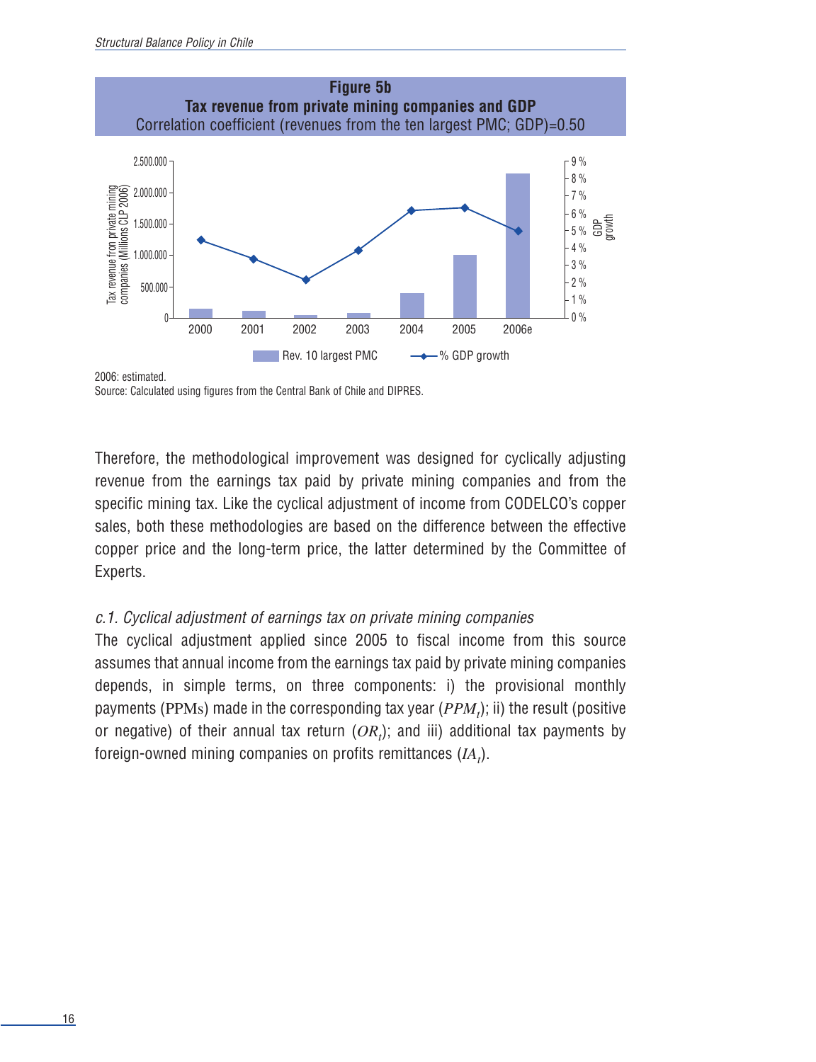**Figure 5b**
**Tax revenue from private mining companies and GDP**
Correlation coefficient (revenues from the ten largest PMC; GDP)=0.50

2006: estimated.
Source: Calculated using figures from the Central Bank of Chile and DIPRES.

Therefore, the methodological improvement was designed for cyclically adjusting revenue from the earnings tax paid by private mining companies and from the specific mining tax. Like the cyclical adjustment of income from CODELCO's copper sales, both these methodologies are based on the difference between the effective copper price and the long-term price, the latter determined by the Committee of Experts.

*c.1. Cyclical adjustment of earnings tax on private mining companies*

The cyclical adjustment applied since 2005 to fiscal income from this source assumes that annual income from the earnings tax paid by private mining companies depends, in simple terms, on three components: i) the provisional monthly payments (PPMs) made in the corresponding tax year ($PPM_t$); ii) the result (positive or negative) of their annual tax return ($OR_t$); and iii) additional tax payments by foreign-owned mining companies on profits remittances ($IA_t$).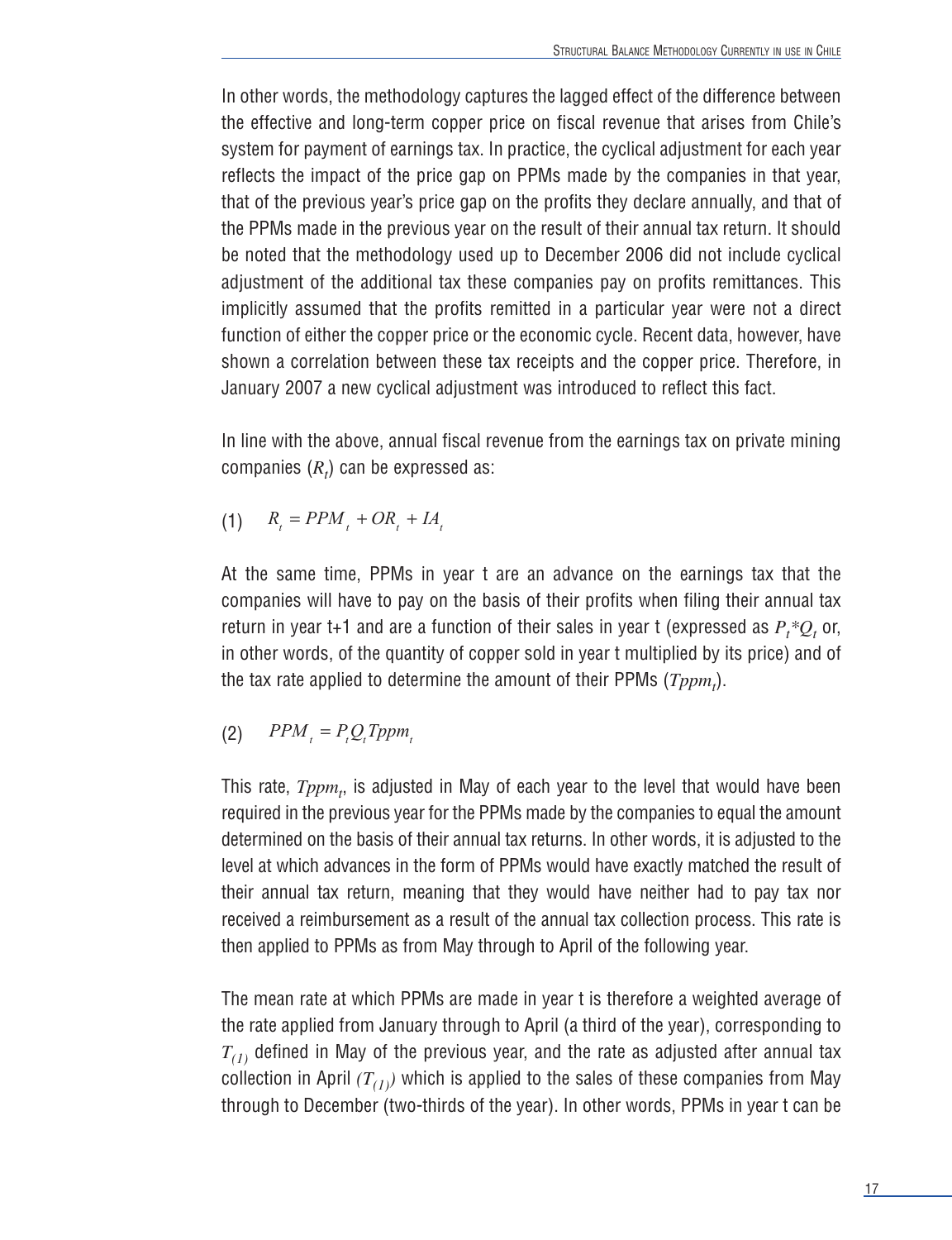In other words, the methodology captures the lagged effect of the difference between the effective and long-term copper price on fiscal revenue that arises from Chile's system for payment of earnings tax. In practice, the cyclical adjustment for each year reflects the impact of the price gap on PPMs made by the companies in that year, that of the previous year's price gap on the profits they declare annually, and that of the PPMs made in the previous year on the result of their annual tax return. It should be noted that the methodology used up to December 2006 did not include cyclical adjustment of the additional tax these companies pay on profits remittances. This implicitly assumed that the profits remitted in a particular year were not a direct function of either the copper price or the economic cycle. Recent data, however, have shown a correlation between these tax receipts and the copper price. Therefore, in January 2007 a new cyclical adjustment was introduced to reflect this fact.

In line with the above, annual fiscal revenue from the earnings tax on private mining companies ($R_t$) can be expressed as:

$$(1) \quad R_t = PPM_t + OR_t + IA_t$$

At the same time, PPMs in year t are an advance on the earnings tax that the companies will have to pay on the basis of their profits when filing their annual tax return in year t+1 and are a function of their sales in year t (expressed as $P_t{*}Q_t$ or, in other words, of the quantity of copper sold in year t multiplied by its price) and of the tax rate applied to determine the amount of their PPMs ($Tppm_t$).

$$(2) \quad PPM_t = P_t Q_t Tppm_t$$

This rate, $Tppm_t$, is adjusted in May of each year to the level that would have been required in the previous year for the PPMs made by the companies to equal the amount determined on the basis of their annual tax returns. In other words, it is adjusted to the level at which advances in the form of PPMs would have exactly matched the result of their annual tax return, meaning that they would have neither had to pay tax nor received a reimbursement as a result of the annual tax collection process. This rate is then applied to PPMs as from May through to April of the following year.

The mean rate at which PPMs are made in year t is therefore a weighted average of the rate applied from January through to April (a third of the year), corresponding to $T_{(1)}$ defined in May of the previous year, and the rate as adjusted after annual tax collection in April $(T_{(1)})$ which is applied to the sales of these companies from May through to December (two-thirds of the year). In other words, PPMs in year t can be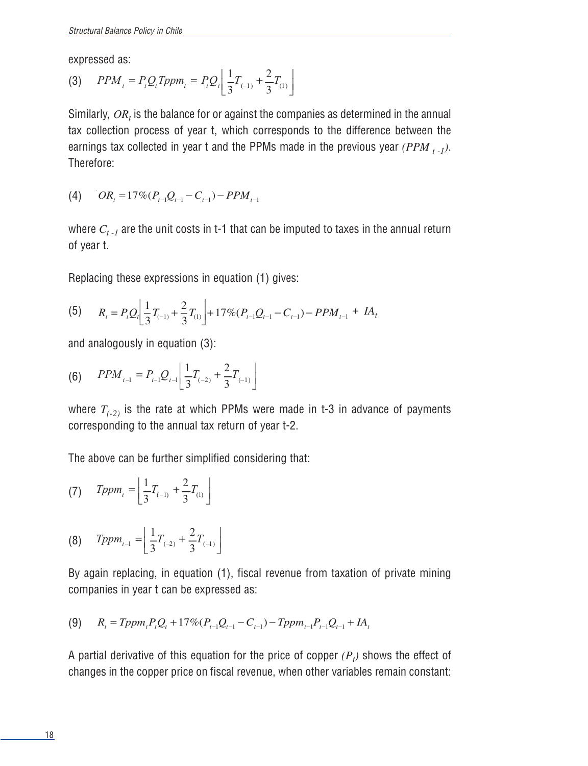expressed as:

$$\text{(3)} \quad PPM_t = P_t Q_t Tppm_t = P_t Q_t \left[ \frac{1}{3} T_{(-1)} + \frac{2}{3} T_{(1)} \right]$$

Similarly, $OR_t$ is the balance for or against the companies as determined in the annual tax collection process of year t, which corresponds to the difference between the earnings tax collected in year t and the PPMs made in the previous year $(PPM_{t-1})$. Therefore:

$$\text{(4)} \quad OR_t = 17\%(P_{t-1}Q_{t-1} - C_{t-1}) - PPM_{t-1}$$

where $C_{t-1}$ are the unit costs in t-1 that can be imputed to taxes in the annual return of year t.

Replacing these expressions in equation (1) gives:

$$\text{(5)} \quad R_t = P_t Q_t \left[ \frac{1}{3} T_{(-1)} + \frac{2}{3} T_{(1)} \right] + 17\%(P_{t-1}Q_{t-1} - C_{t-1}) - PPM_{t-1} + IA_t$$

and analogously in equation (3):

$$\text{(6)} \quad PPM_{t-1} = P_{t-1} Q_{t-1} \left[ \frac{1}{3} T_{(-2)} + \frac{2}{3} T_{(-1)} \right]$$

where $T_{(-2)}$ is the rate at which PPMs were made in t-3 in advance of payments corresponding to the annual tax return of year t-2.

The above can be further simplified considering that:

$$\text{(7)} \quad Tppm_t = \left[ \frac{1}{3} T_{(-1)} + \frac{2}{3} T_{(1)} \right]$$

$$\text{(8)} \quad Tppm_{t-1} = \left[ \frac{1}{3} T_{(-2)} + \frac{2}{3} T_{(-1)} \right]$$

By again replacing, in equation (1), fiscal revenue from taxation of private mining companies in year t can be expressed as:

$$\text{(9)} \quad R_t = Tppm_t P_t Q_t + 17\%(P_{t-1}Q_{t-1} - C_{t-1}) - Tppm_{t-1} P_{t-1} Q_{t-1} + IA_t$$

A partial derivative of this equation for the price of copper $(P_t)$ shows the effect of changes in the copper price on fiscal revenue, when other variables remain constant: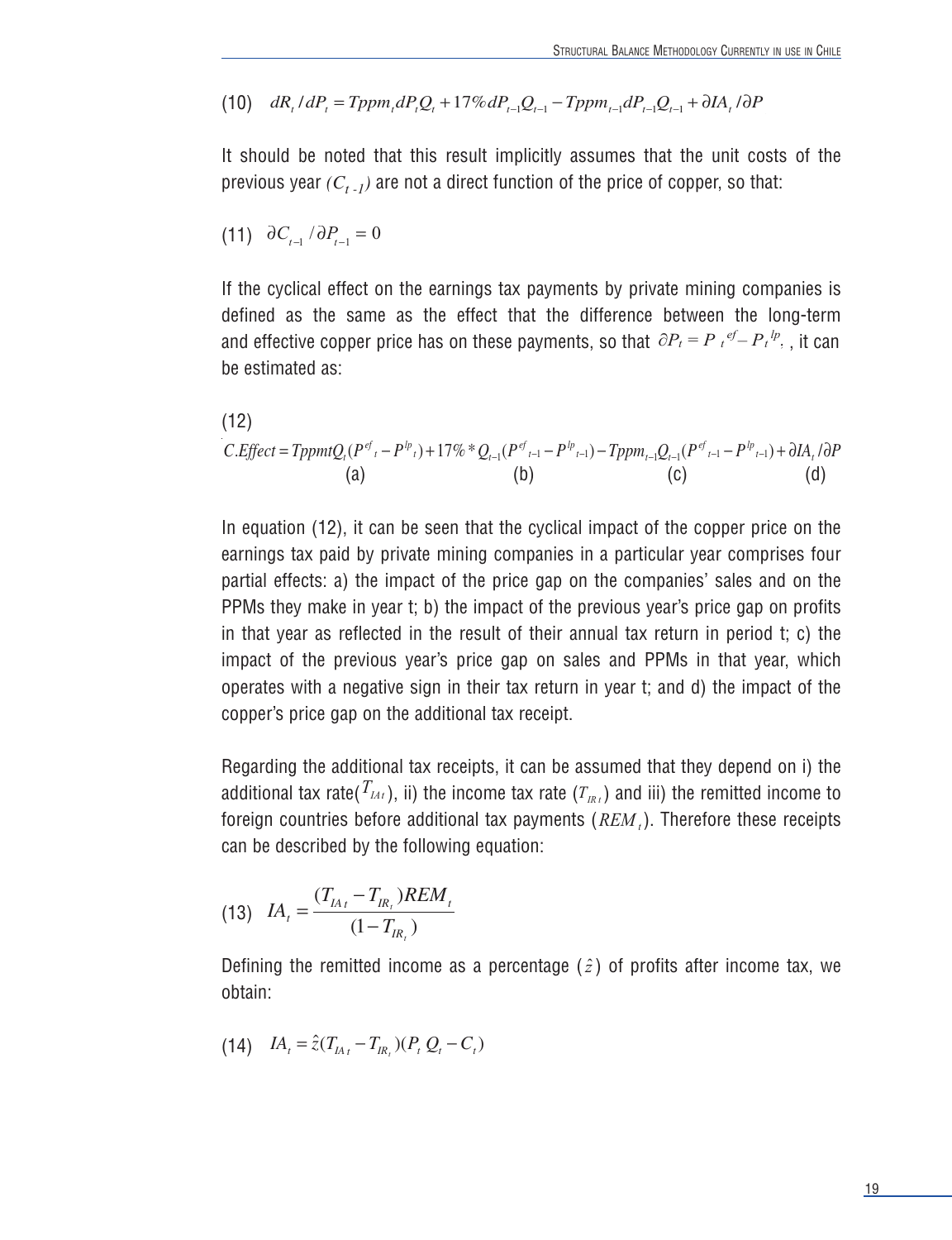(10) $dR_t / dP_t = Tppm_t dP_t Q_t + 17\% dP_{t-1} Q_{t-1} - Tppm_{t-1} dP_{t-1} Q_{t-1} + \partial IA_t / \partial P$

It should be noted that this result implicitly assumes that the unit costs of the previous year $(C_{t-1})$ are not a direct function of the price of copper, so that:

(11) $\partial C_{t-1} / \partial P_{t-1} = 0$

If the cyclical effect on the earnings tax payments by private mining companies is defined as the same as the effect that the difference between the long-term and effective copper price has on these payments, so that $\partial P_t = P_t^{ef} - P_t^{lp}$, , it can be estimated as:

(12)

$$C.Effect = TppmtQ_t (P^{ef}_t - P^{lp}_t) + 17\% * Q_{t-1}(P^{ef}_{t-1} - P^{lp}_{t-1}) - Tppm_{t-1} Q_{t-1}(P^{ef}_{t-1} - P^{lp}_{t-1}) + \partial IA_t / \partial P$$

(a) (b) (c) (d)

In equation (12), it can be seen that the cyclical impact of the copper price on the earnings tax paid by private mining companies in a particular year comprises four partial effects: a) the impact of the price gap on the companies' sales and on the PPMs they make in year t; b) the impact of the previous year's price gap on profits in that year as reflected in the result of their annual tax return in period t; c) the impact of the previous year's price gap on sales and PPMs in that year, which operates with a negative sign in their tax return in year t; and d) the impact of the copper's price gap on the additional tax receipt.

Regarding the additional tax receipts, it can be assumed that they depend on i) the additional tax rate($T_{IA t}$), ii) the income tax rate ($T_{IR t}$) and iii) the remitted income to foreign countries before additional tax payments ($REM_t$). Therefore these receipts can be described by the following equation:

(13) $$IA_t = \frac{(T_{IA t} - T_{IR_t}) REM_t}{(1 - T_{IR_t})}$$

Defining the remitted income as a percentage ($\hat{z}$) of profits after income tax, we obtain:

(14) $IA_t = \hat{z}(T_{IA t} - T_{IR_t})(P_t Q_t - C_t)$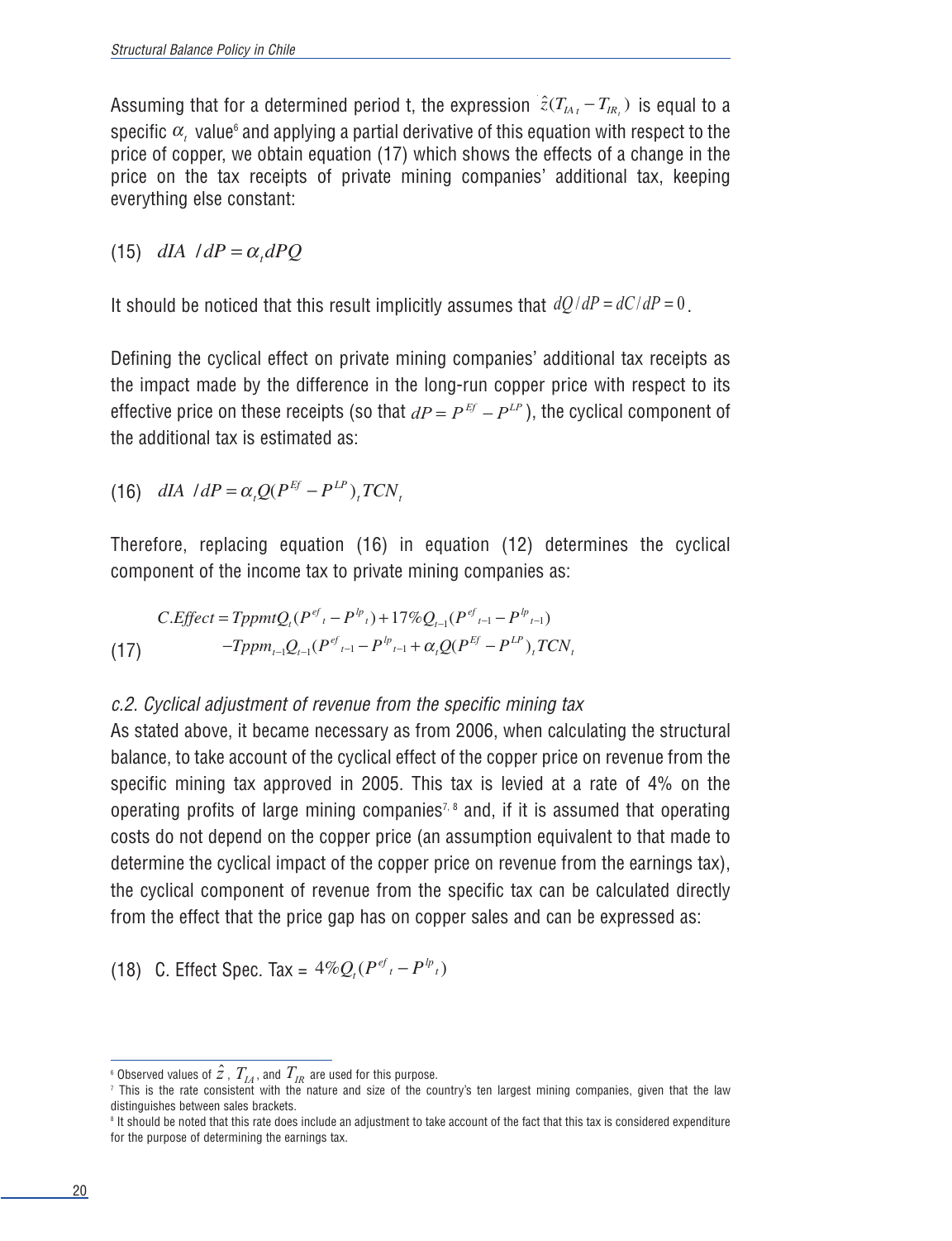Assuming that for a determined period t, the expression $\hat{z}(T_{IA_t} - T_{IR_t})$ is equal to a specific $\alpha_t$ value[6] and applying a partial derivative of this equation with respect to the price of copper, we obtain equation (17) which shows the effects of a change in the price on the tax receipts of private mining companies' additional tax, keeping everything else constant:

$$(15) \quad dIA \ / dP = \alpha_t dPQ$$

It should be noticed that this result implicitly assumes that $dQ/dP = dC/dP = 0$.

Defining the cyclical effect on private mining companies' additional tax receipts as the impact made by the difference in the long-run copper price with respect to its effective price on these receipts (so that $dP = P^{Ef} - P^{LP}$), the cyclical component of the additional tax is estimated as:

$$(16) \quad dIA \ / dP = \alpha_t Q(P^{Ef} - P^{LP})_t TCN_t$$

Therefore, replacing equation (16) in equation (12) determines the cyclical component of the income tax to private mining companies as:

$$(17) \quad \begin{aligned} C.Effect = {} & TppmtQ_t(P^{ef}{}_t - P^{lp}{}_t) + 17\% Q_{t-1}(P^{ef}{}_{t-1} - P^{lp}{}_{t-1}) \\ & - Tppm_{t-1}Q_{t-1}(P^{ef}{}_{t-1} - P^{lp}{}_{t-1} + \alpha_t Q(P^{Ef} - P^{LP})_t TCN_t \end{aligned}$$

*c.2. Cyclical adjustment of revenue from the specific mining tax*

As stated above, it became necessary as from 2006, when calculating the structural balance, to take account of the cyclical effect of the copper price on revenue from the specific mining tax approved in 2005. This tax is levied at a rate of 4% on the operating profits of large mining companies[7, 8] and, if it is assumed that operating costs do not depend on the copper price (an assumption equivalent to that made to determine the cyclical impact of the copper price on revenue from the earnings tax), the cyclical component of revenue from the specific tax can be calculated directly from the effect that the price gap has on copper sales and can be expressed as:

$$(18) \quad \text{C. Effect Spec. Tax} = 4\% Q_t(P^{ef}{}_t - P^{lp}{}_t)$$

---

[6] Observed values of $\hat{z}$, $T_{IA}$, and $T_{IR}$ are used for this purpose.

[7] This is the rate consistent with the nature and size of the country's ten largest mining companies, given that the law distinguishes between sales brackets.

[8] It should be noted that this rate does include an adjustment to take account of the fact that this tax is considered expenditure for the purpose of determining the earnings tax.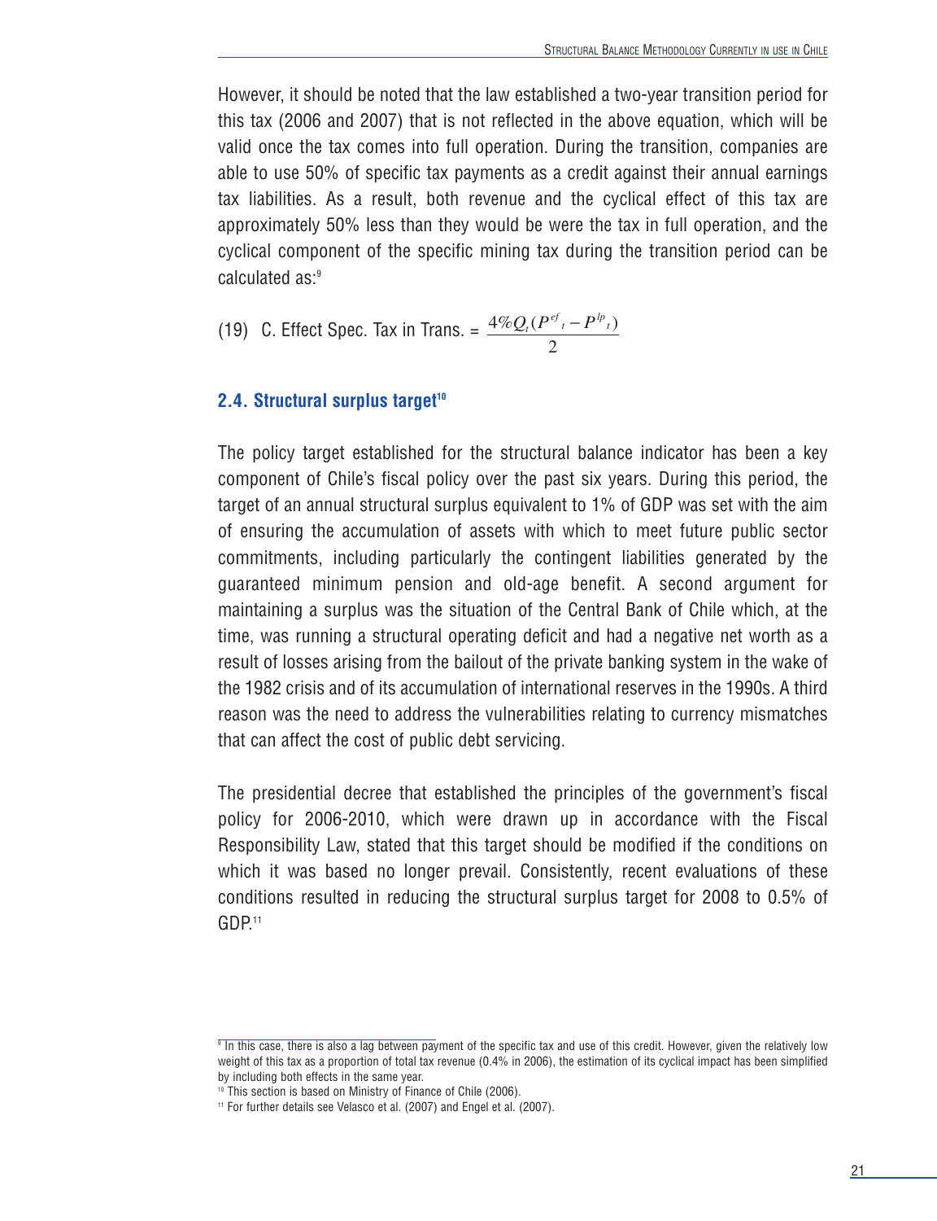However, it should be noted that the law established a two-year transition period for this tax (2006 and 2007) that is not reflected in the above equation, which will be valid once the tax comes into full operation. During the transition, companies are able to use 50% of specific tax payments as a credit against their annual earnings tax liabilities. As a result, both revenue and the cyclical effect of this tax are approximately 50% less than they would be were the tax in full operation, and the cyclical component of the specific mining tax during the transition period can be calculated as:[9]

(19) C. Effect Spec. Tax in Trans. = $\frac{4\% Q_t (P^{ef}_t - P^{lp}_t)}{2}$

### 2.4. Structural surplus target[10]

The policy target established for the structural balance indicator has been a key component of Chile's fiscal policy over the past six years. During this period, the target of an annual structural surplus equivalent to 1% of GDP was set with the aim of ensuring the accumulation of assets with which to meet future public sector commitments, including particularly the contingent liabilities generated by the guaranteed minimum pension and old-age benefit. A second argument for maintaining a surplus was the situation of the Central Bank of Chile which, at the time, was running a structural operating deficit and had a negative net worth as a result of losses arising from the bailout of the private banking system in the wake of the 1982 crisis and of its accumulation of international reserves in the 1990s. A third reason was the need to address the vulnerabilities relating to currency mismatches that can affect the cost of public debt servicing.

The presidential decree that established the principles of the government's fiscal policy for 2006-2010, which were drawn up in accordance with the Fiscal Responsibility Law, stated that this target should be modified if the conditions on which it was based no longer prevail. Consistently, recent evaluations of these conditions resulted in reducing the structural surplus target for 2008 to 0.5% of GDP.[11]

---

[9] In this case, there is also a lag between payment of the specific tax and use of this credit. However, given the relatively low weight of this tax as a proportion of total tax revenue (0.4% in 2006), the estimation of its cyclical impact has been simplified by including both effects in the same year.

[10] This section is based on Ministry of Finance of Chile (2006).

[11] For further details see Velasco et al. (2007) and Engel et al. (2007).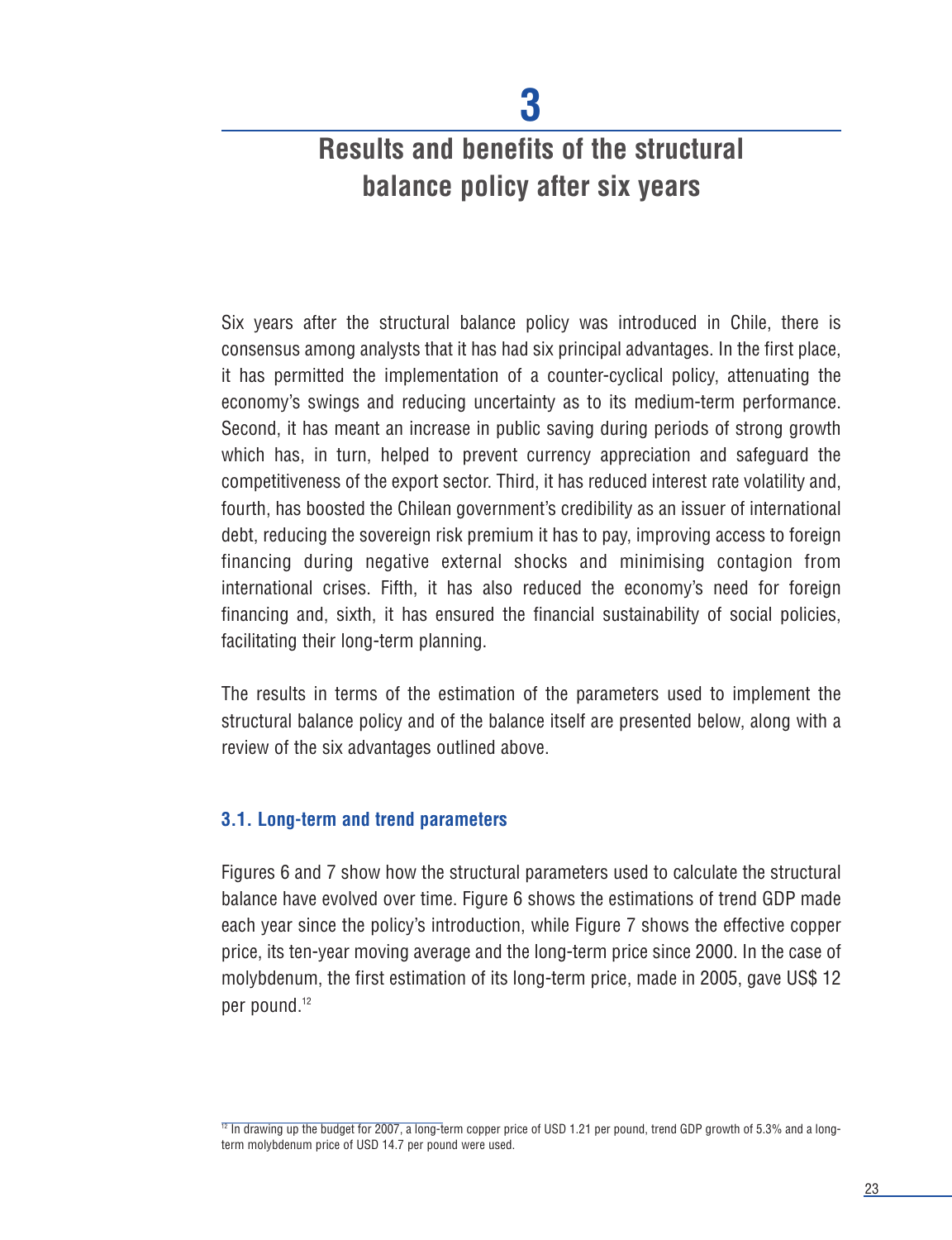# 3

# Results and benefits of the structural balance policy after six years

Six years after the structural balance policy was introduced in Chile, there is consensus among analysts that it has had six principal advantages. In the first place, it has permitted the implementation of a counter-cyclical policy, attenuating the economy's swings and reducing uncertainty as to its medium-term performance. Second, it has meant an increase in public saving during periods of strong growth which has, in turn, helped to prevent currency appreciation and safeguard the competitiveness of the export sector. Third, it has reduced interest rate volatility and, fourth, has boosted the Chilean government's credibility as an issuer of international debt, reducing the sovereign risk premium it has to pay, improving access to foreign financing during negative external shocks and minimising contagion from international crises. Fifth, it has also reduced the economy's need for foreign financing and, sixth, it has ensured the financial sustainability of social policies, facilitating their long-term planning.

The results in terms of the estimation of the parameters used to implement the structural balance policy and of the balance itself are presented below, along with a review of the six advantages outlined above.

### 3.1. Long-term and trend parameters

Figures 6 and 7 show how the structural parameters used to calculate the structural balance have evolved over time. Figure 6 shows the estimations of trend GDP made each year since the policy's introduction, while Figure 7 shows the effective copper price, its ten-year moving average and the long-term price since 2000. In the case of molybdenum, the first estimation of its long-term price, made in 2005, gave US$ 12 per pound.[12]

[12] In drawing up the budget for 2007, a long-term copper price of USD 1.21 per pound, trend GDP growth of 5.3% and a long-term molybdenum price of USD 14.7 per pound were used.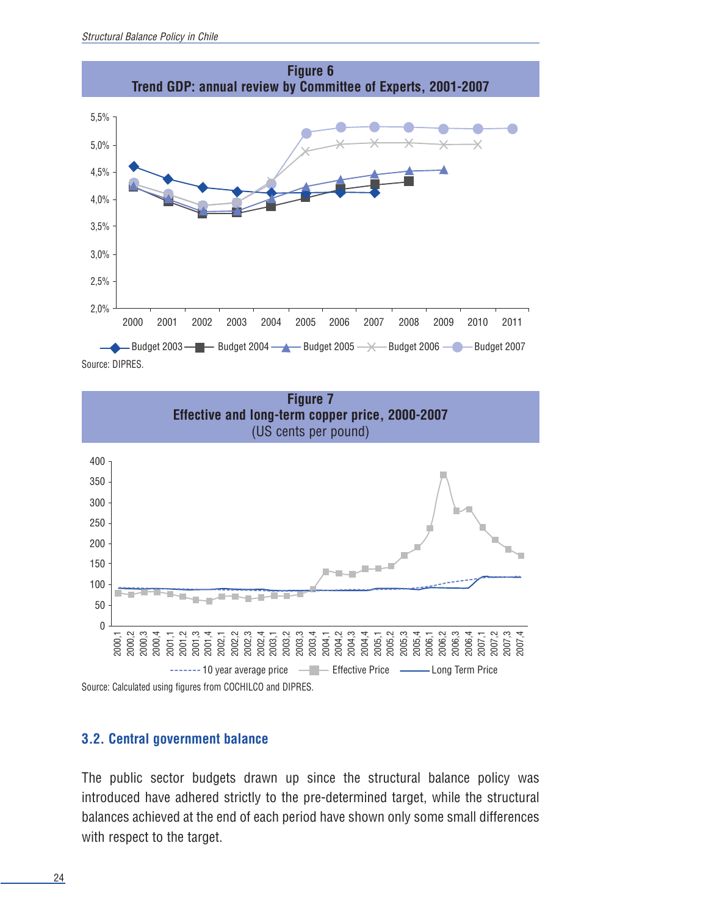**Figure 6**
**Trend GDP: annual review by Committee of Experts, 2001-2007**

Source: DIPRES.

**Figure 7**
**Effective and long-term copper price, 2000-2007**
(US cents per pound)

Source: Calculated using figures from COCHILCO and DIPRES.

### 3.2. Central government balance

The public sector budgets drawn up since the structural balance policy was introduced have adhered strictly to the pre-determined target, while the structural balances achieved at the end of each period have shown only some small differences with respect to the target.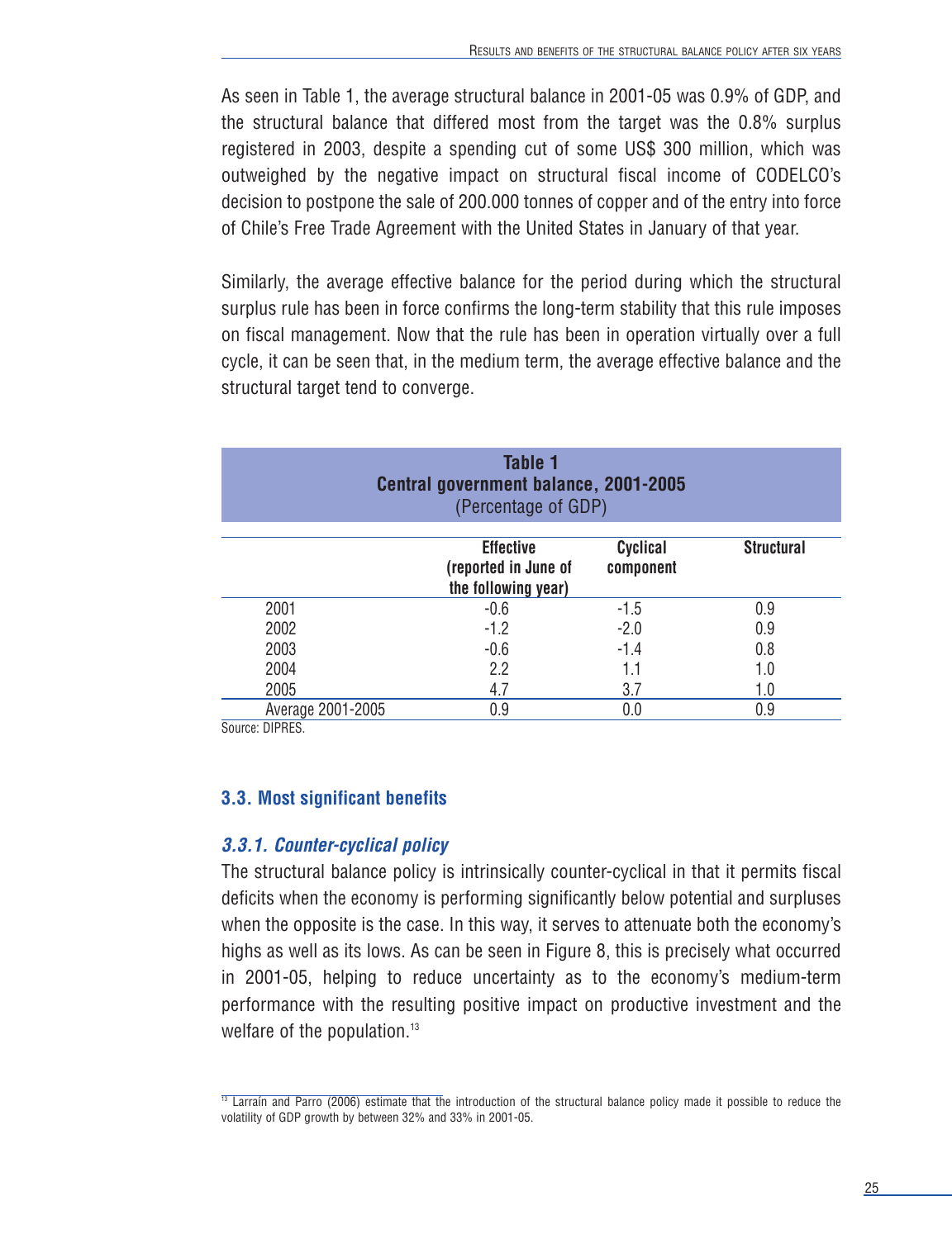As seen in Table 1, the average structural balance in 2001-05 was 0.9% of GDP, and the structural balance that differed most from the target was the 0.8% surplus registered in 2003, despite a spending cut of some US$ 300 million, which was outweighed by the negative impact on structural fiscal income of CODELCO's decision to postpone the sale of 200.000 tonnes of copper and of the entry into force of Chile's Free Trade Agreement with the United States in January of that year.

Similarly, the average effective balance for the period during which the structural surplus rule has been in force confirms the long-term stability that this rule imposes on fiscal management. Now that the rule has been in operation virtually over a full cycle, it can be seen that, in the medium term, the average effective balance and the structural target tend to converge.

**Table 1**
**Central government balance, 2001-2005**
(Percentage of GDP)

| | Effective (reported in June of the following year) | Cyclical component | Structural |
|---|---|---|---|
| 2001 | -0.6 | -1.5 | 0.9 |
| 2002 | -1.2 | -2.0 | 0.9 |
| 2003 | -0.6 | -1.4 | 0.8 |
| 2004 | 2.2 | 1.1 | 1.0 |
| 2005 | 4.7 | 3.7 | 1.0 |
| Average 2001-2005 | 0.9 | 0.0 | 0.9 |

Source: DIPRES.

### 3.3. Most significant benefits

#### *3.3.1. Counter-cyclical policy*

The structural balance policy is intrinsically counter-cyclical in that it permits fiscal deficits when the economy is performing significantly below potential and surpluses when the opposite is the case. In this way, it serves to attenuate both the economy's highs as well as its lows. As can be seen in Figure 8, this is precisely what occurred in 2001-05, helping to reduce uncertainty as to the economy's medium-term performance with the resulting positive impact on productive investment and the welfare of the population.[13]

[13] Larraín and Parro (2006) estimate that the introduction of the structural balance policy made it possible to reduce the volatility of GDP growth by between 32% and 33% in 2001-05.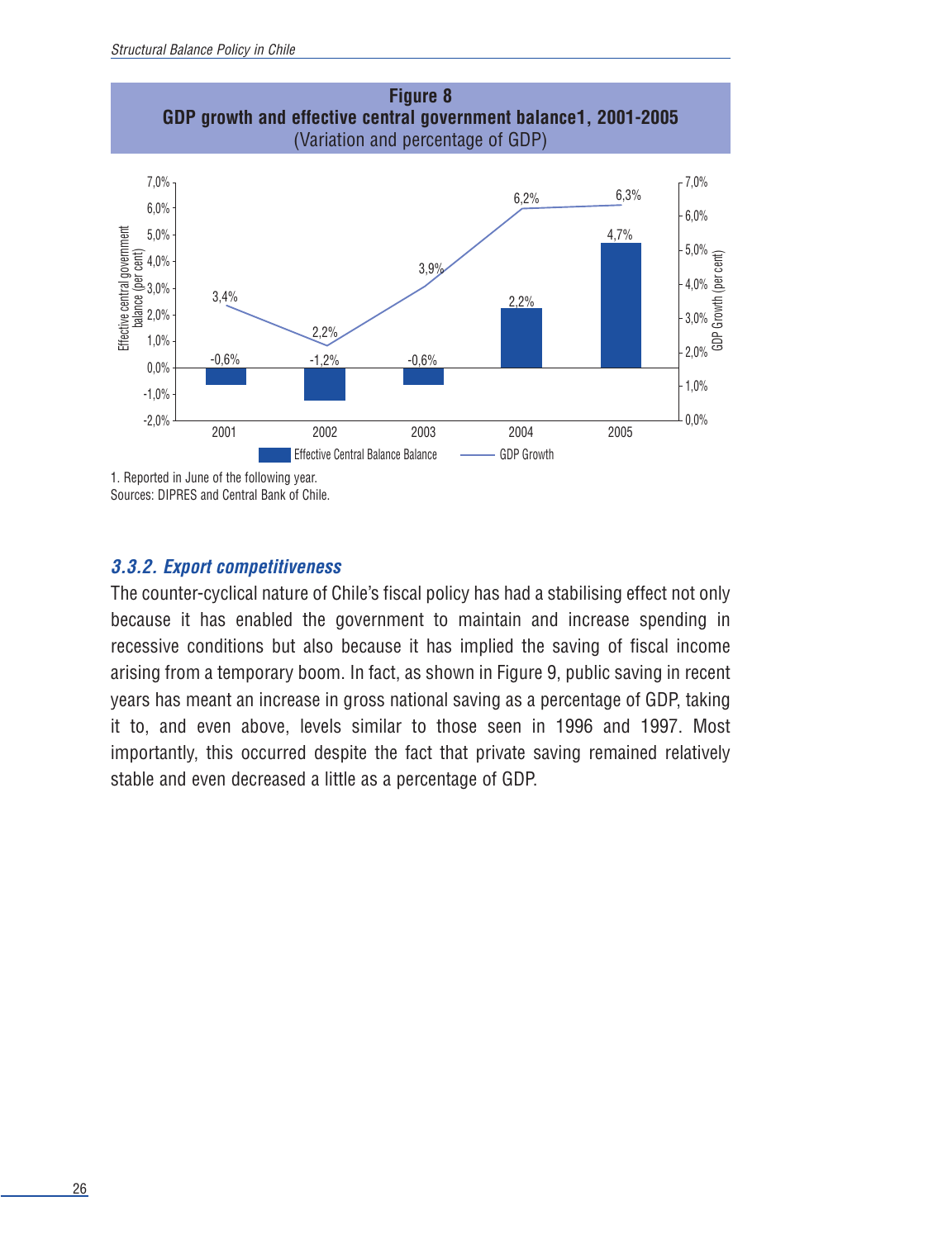**Figure 8**
**GDP growth and effective central government balance1, 2001-2005**
(Variation and percentage of GDP)

| Year | Effective Central Balance Balance | GDP Growth |
|---|---|---|
| 2001 | -0,6% | 3,4% |
| 2002 | -1,2% | 2,2% |
| 2003 | -0,6% | 3,9% |
| 2004 | 2,2% | 6,2% |
| 2005 | 4,7% | 6,3% |

1. Reported in June of the following year.
Sources: DIPRES and Central Bank of Chile.

### *3.3.2. Export competitiveness*

The counter-cyclical nature of Chile's fiscal policy has had a stabilising effect not only because it has enabled the government to maintain and increase spending in recessive conditions but also because it has implied the saving of fiscal income arising from a temporary boom. In fact, as shown in Figure 9, public saving in recent years has meant an increase in gross national saving as a percentage of GDP, taking it to, and even above, levels similar to those seen in 1996 and 1997. Most importantly, this occurred despite the fact that private saving remained relatively stable and even decreased a little as a percentage of GDP.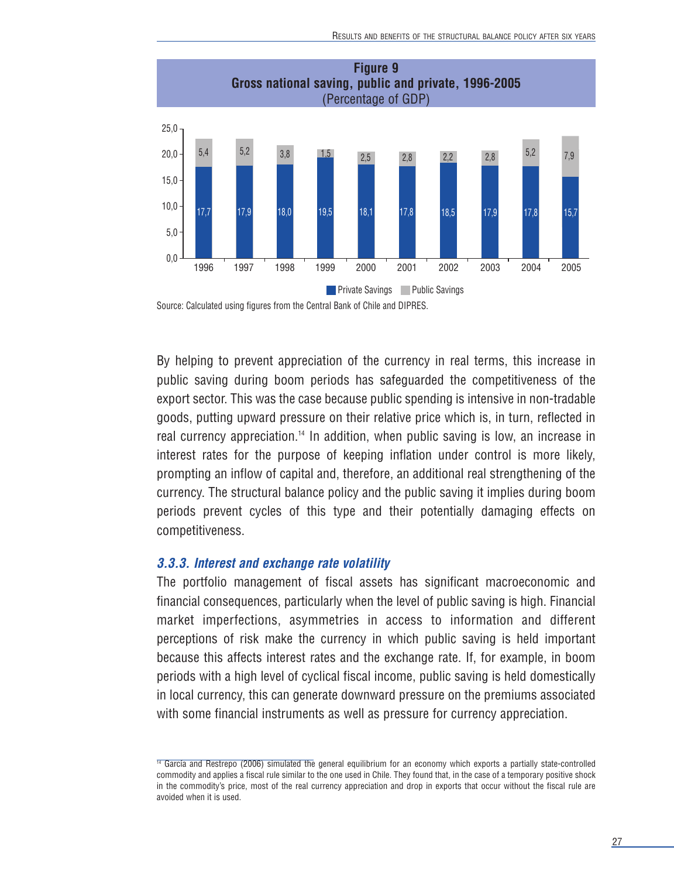**Figure 9**
**Gross national saving, public and private, 1996-2005**
(Percentage of GDP)

| Year | Private Savings | Public Savings |
|---|---|---|
| 1996 | 17,7 | 5,4 |
| 1997 | 17,9 | 5,2 |
| 1998 | 18,0 | 3,8 |
| 1999 | 19,5 | 1,5 |
| 2000 | 18,1 | 2,5 |
| 2001 | 17,8 | 2,8 |
| 2002 | 18,5 | 2,2 |
| 2003 | 17,9 | 2,8 |
| 2004 | 17,8 | 5,2 |
| 2005 | 15,7 | 7,9 |

Source: Calculated using figures from the Central Bank of Chile and DIPRES.

By helping to prevent appreciation of the currency in real terms, this increase in public saving during boom periods has safeguarded the competitiveness of the export sector. This was the case because public spending is intensive in non-tradable goods, putting upward pressure on their relative price which is, in turn, reflected in real currency appreciation.[14] In addition, when public saving is low, an increase in interest rates for the purpose of keeping inflation under control is more likely, prompting an inflow of capital and, therefore, an additional real strengthening of the currency. The structural balance policy and the public saving it implies during boom periods prevent cycles of this type and their potentially damaging effects on competitiveness.

### *3.3.3. Interest and exchange rate volatility*

The portfolio management of fiscal assets has significant macroeconomic and financial consequences, particularly when the level of public saving is high. Financial market imperfections, asymmetries in access to information and different perceptions of risk make the currency in which public saving is held important because this affects interest rates and the exchange rate. If, for example, in boom periods with a high level of cyclical fiscal income, public saving is held domestically in local currency, this can generate downward pressure on the premiums associated with some financial instruments as well as pressure for currency appreciation.

[14] García and Restrepo (2006) simulated the general equilibrium for an economy which exports a partially state-controlled commodity and applies a fiscal rule similar to the one used in Chile. They found that, in the case of a temporary positive shock in the commodity's price, most of the real currency appreciation and drop in exports that occur without the fiscal rule are avoided when it is used.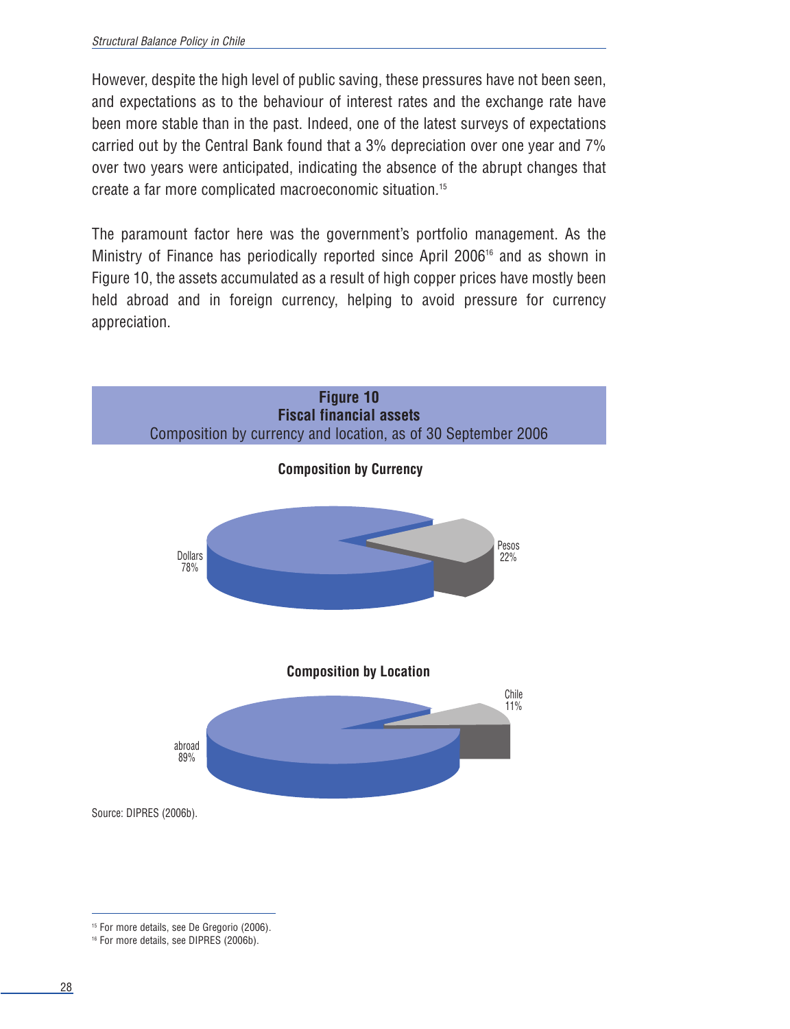However, despite the high level of public saving, these pressures have not been seen, and expectations as to the behaviour of interest rates and the exchange rate have been more stable than in the past. Indeed, one of the latest surveys of expectations carried out by the Central Bank found that a 3% depreciation over one year and 7% over two years were anticipated, indicating the absence of the abrupt changes that create a far more complicated macroeconomic situation.[15]

The paramount factor here was the government's portfolio management. As the Ministry of Finance has periodically reported since April 2006[16] and as shown in Figure 10, the assets accumulated as a result of high copper prices have mostly been held abroad and in foreign currency, helping to avoid pressure for currency appreciation.

**Figure 10**
**Fiscal financial assets**
Composition by currency and location, as of 30 September 2006

**Composition by Currency**

Dollars 78%
Pesos 22%

**Composition by Location**

abroad 89%
Chile 11%

Source: DIPRES (2006b).

---

[15] For more details, see De Gregorio (2006).

[16] For more details, see DIPRES (2006b).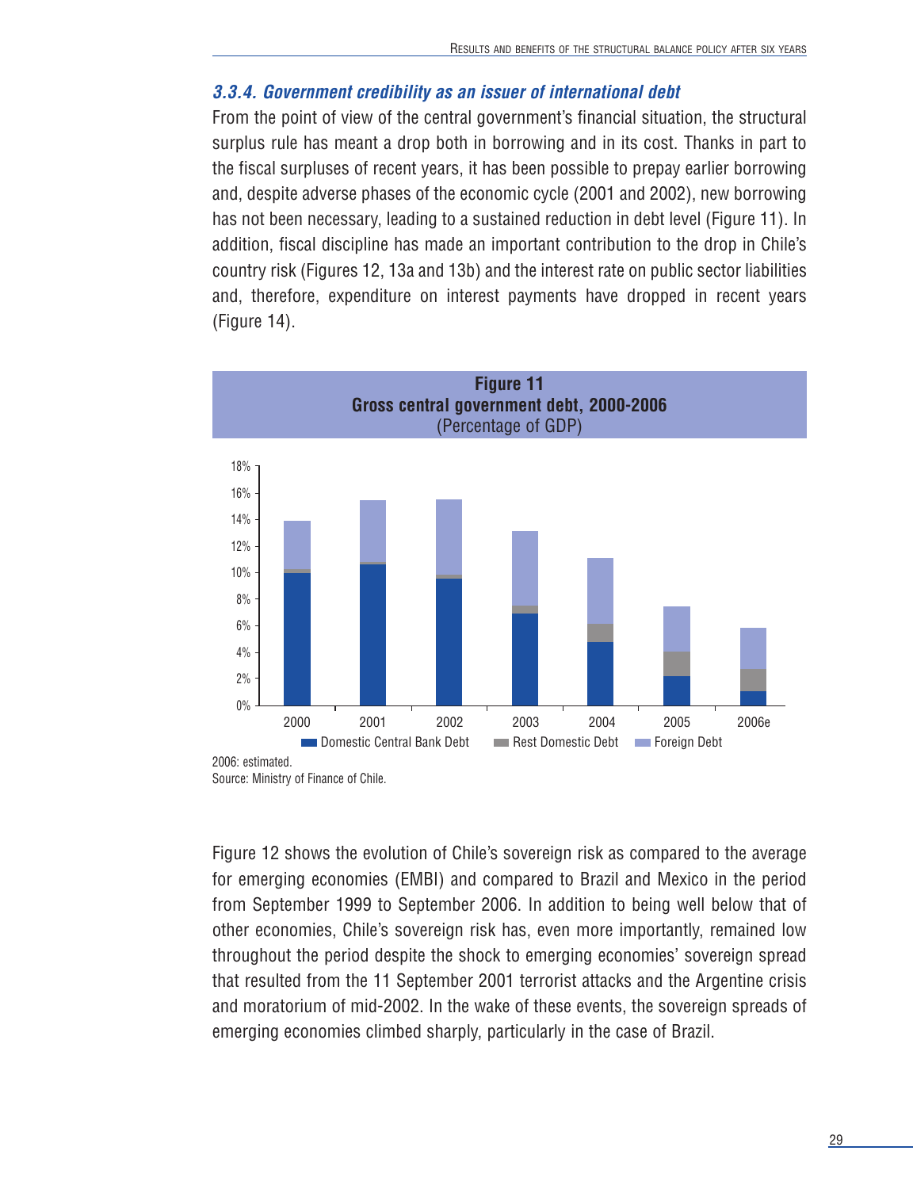### 3.3.4. Government credibility as an issuer of international debt

From the point of view of the central government's financial situation, the structural surplus rule has meant a drop both in borrowing and in its cost. Thanks in part to the fiscal surpluses of recent years, it has been possible to prepay earlier borrowing and, despite adverse phases of the economic cycle (2001 and 2002), new borrowing has not been necessary, leading to a sustained reduction in debt level (Figure 11). In addition, fiscal discipline has made an important contribution to the drop in Chile's country risk (Figures 12, 13a and 13b) and the interest rate on public sector liabilities and, therefore, expenditure on interest payments have dropped in recent years (Figure 14).

**Figure 11**
**Gross central government debt, 2000-2006**
(Percentage of GDP)

2006: estimated.
Source: Ministry of Finance of Chile.

Figure 12 shows the evolution of Chile's sovereign risk as compared to the average for emerging economies (EMBI) and compared to Brazil and Mexico in the period from September 1999 to September 2006. In addition to being well below that of other economies, Chile's sovereign risk has, even more importantly, remained low throughout the period despite the shock to emerging economies' sovereign spread that resulted from the 11 September 2001 terrorist attacks and the Argentine crisis and moratorium of mid-2002. In the wake of these events, the sovereign spreads of emerging economies climbed sharply, particularly in the case of Brazil.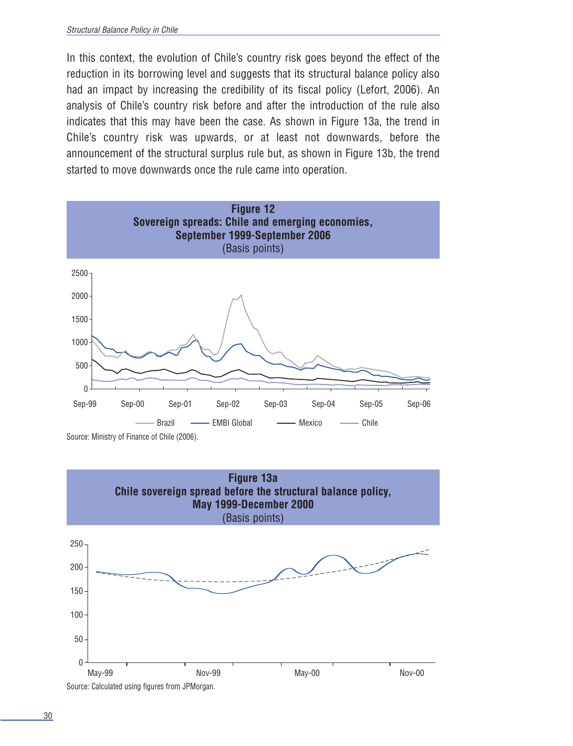In this context, the evolution of Chile's country risk goes beyond the effect of the reduction in its borrowing level and suggests that its structural balance policy also had an impact by increasing the credibility of its fiscal policy (Lefort, 2006). An analysis of Chile's country risk before and after the introduction of the rule also indicates that this may have been the case. As shown in Figure 13a, the trend in Chile's country risk was upwards, or at least not downwards, before the announcement of the structural surplus rule but, as shown in Figure 13b, the trend started to move downwards once the rule came into operation.

**Figure 12**
**Sovereign spreads: Chile and emerging economies, September 1999-September 2006**
(Basis points)

Source: Ministry of Finance of Chile (2006).

**Figure 13a**
**Chile sovereign spread before the structural balance policy, May 1999-December 2000**
(Basis points)

Source: Calculated using figures from JPMorgan.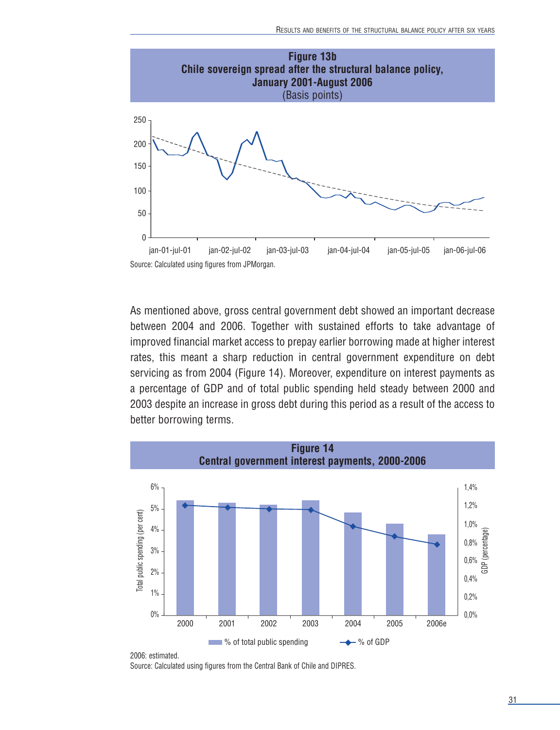**Figure 13b**
**Chile sovereign spread after the structural balance policy, January 2001-August 2006**
(Basis points)

Source: Calculated using figures from JPMorgan.

As mentioned above, gross central government debt showed an important decrease between 2004 and 2006. Together with sustained efforts to take advantage of improved financial market access to prepay earlier borrowing made at higher interest rates, this meant a sharp reduction in central government expenditure on debt servicing as from 2004 (Figure 14). Moreover, expenditure on interest payments as a percentage of GDP and of total public spending held steady between 2000 and 2003 despite an increase in gross debt during this period as a result of the access to better borrowing terms.

**Figure 14**
**Central government interest payments, 2000-2006**

2006: estimated.

Source: Calculated using figures from the Central Bank of Chile and DIPRES.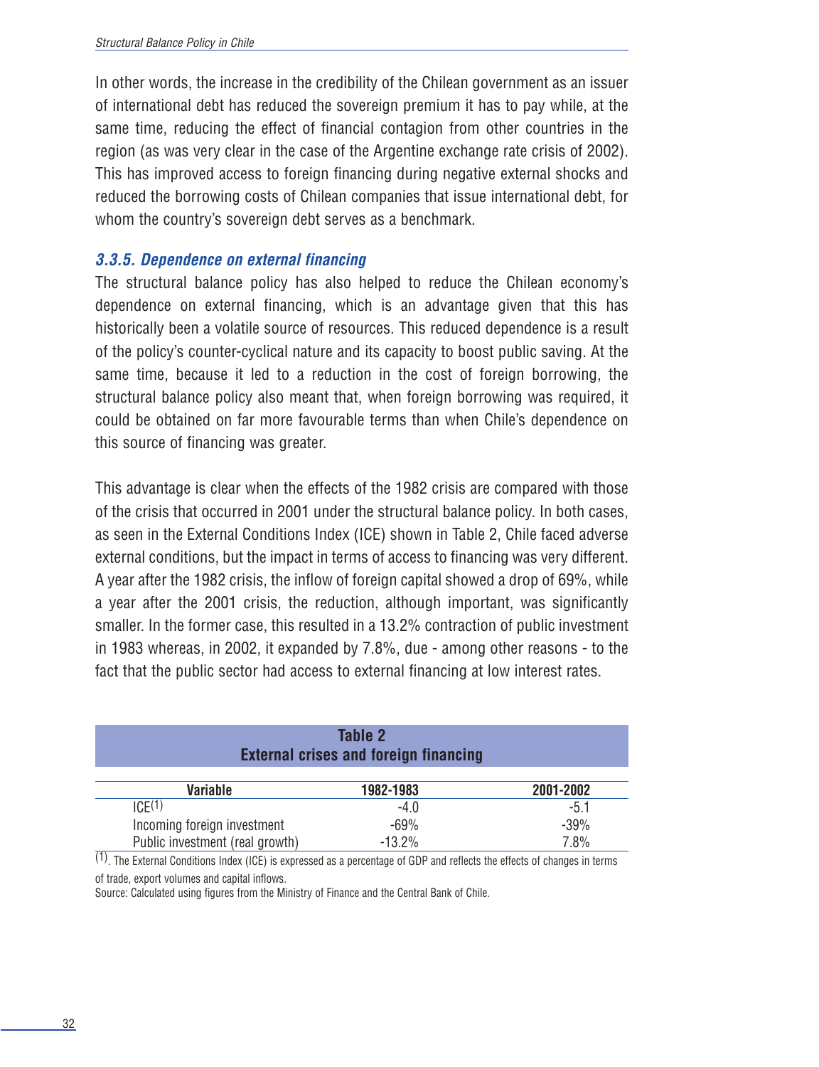In other words, the increase in the credibility of the Chilean government as an issuer of international debt has reduced the sovereign premium it has to pay while, at the same time, reducing the effect of financial contagion from other countries in the region (as was very clear in the case of the Argentine exchange rate crisis of 2002). This has improved access to foreign financing during negative external shocks and reduced the borrowing costs of Chilean companies that issue international debt, for whom the country's sovereign debt serves as a benchmark.

### *3.3.5. Dependence on external financing*

The structural balance policy has also helped to reduce the Chilean economy's dependence on external financing, which is an advantage given that this has historically been a volatile source of resources. This reduced dependence is a result of the policy's counter-cyclical nature and its capacity to boost public saving. At the same time, because it led to a reduction in the cost of foreign borrowing, the structural balance policy also meant that, when foreign borrowing was required, it could be obtained on far more favourable terms than when Chile's dependence on this source of financing was greater.

This advantage is clear when the effects of the 1982 crisis are compared with those of the crisis that occurred in 2001 under the structural balance policy. In both cases, as seen in the External Conditions Index (ICE) shown in Table 2, Chile faced adverse external conditions, but the impact in terms of access to financing was very different. A year after the 1982 crisis, the inflow of foreign capital showed a drop of 69%, while a year after the 2001 crisis, the reduction, although important, was significantly smaller. In the former case, this resulted in a 13.2% contraction of public investment in 1983 whereas, in 2002, it expanded by 7.8%, due - among other reasons - to the fact that the public sector had access to external financing at low interest rates.

**Table 2**
**External crises and foreign financing**

| Variable | 1982-1983 | 2001-2002 |
|---|---|---|
| ICE[1] | -4.0 | -5.1 |
| Incoming foreign investment | -69% | -39% |
| Public investment (real growth) | -13.2% | 7.8% |

(1). The External Conditions Index (ICE) is expressed as a percentage of GDP and reflects the effects of changes in terms of trade, export volumes and capital inflows.

Source: Calculated using figures from the Ministry of Finance and the Central Bank of Chile.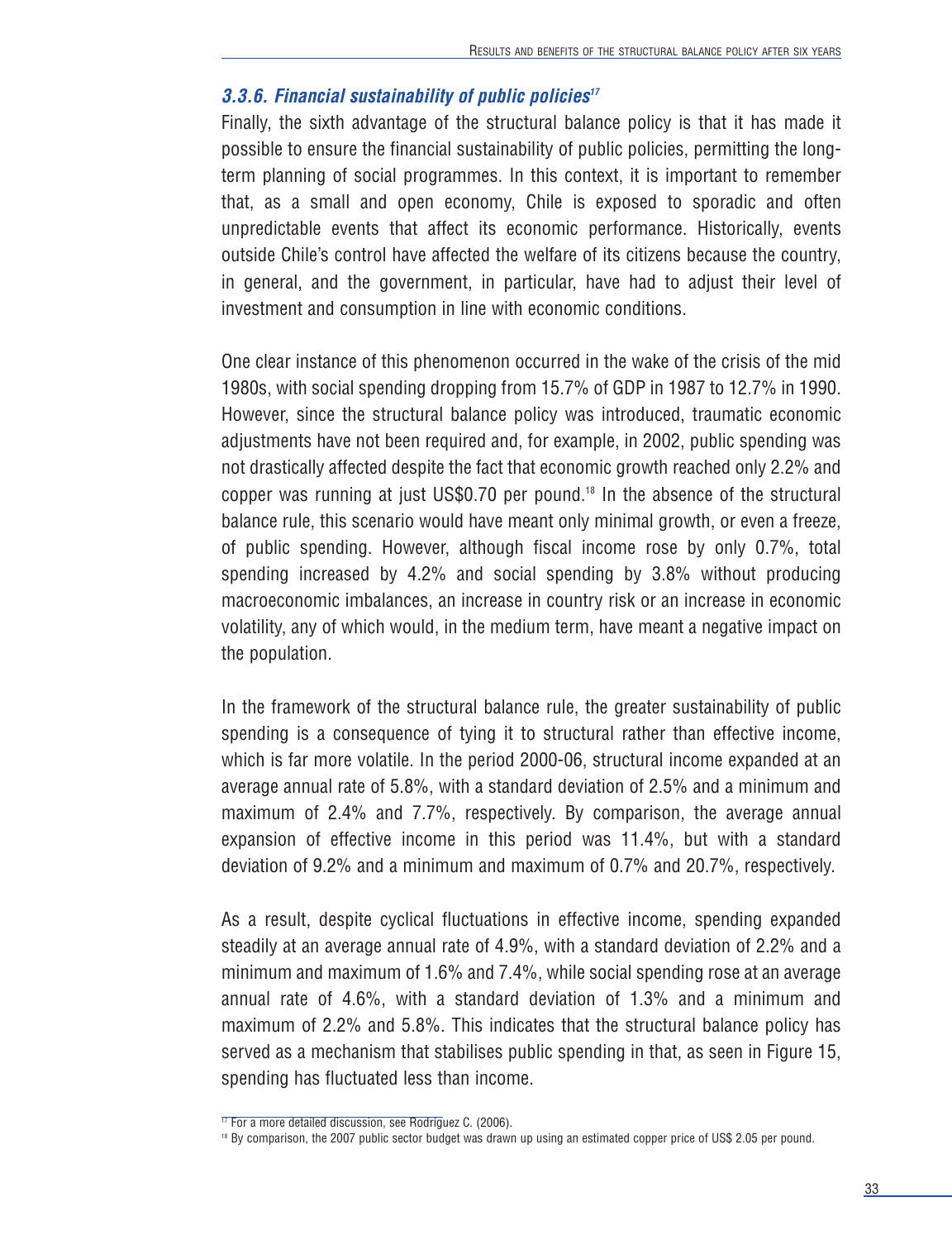### *3.3.6. Financial sustainability of public policies*[17]

Finally, the sixth advantage of the structural balance policy is that it has made it possible to ensure the financial sustainability of public policies, permitting the long-term planning of social programmes. In this context, it is important to remember that, as a small and open economy, Chile is exposed to sporadic and often unpredictable events that affect its economic performance. Historically, events outside Chile's control have affected the welfare of its citizens because the country, in general, and the government, in particular, have had to adjust their level of investment and consumption in line with economic conditions.

One clear instance of this phenomenon occurred in the wake of the crisis of the mid 1980s, with social spending dropping from 15.7% of GDP in 1987 to 12.7% in 1990. However, since the structural balance policy was introduced, traumatic economic adjustments have not been required and, for example, in 2002, public spending was not drastically affected despite the fact that economic growth reached only 2.2% and copper was running at just US$0.70 per pound.[18] In the absence of the structural balance rule, this scenario would have meant only minimal growth, or even a freeze, of public spending. However, although fiscal income rose by only 0.7%, total spending increased by 4.2% and social spending by 3.8% without producing macroeconomic imbalances, an increase in country risk or an increase in economic volatility, any of which would, in the medium term, have meant a negative impact on the population.

In the framework of the structural balance rule, the greater sustainability of public spending is a consequence of tying it to structural rather than effective income, which is far more volatile. In the period 2000-06, structural income expanded at an average annual rate of 5.8%, with a standard deviation of 2.5% and a minimum and maximum of 2.4% and 7.7%, respectively. By comparison, the average annual expansion of effective income in this period was 11.4%, but with a standard deviation of 9.2% and a minimum and maximum of 0.7% and 20.7%, respectively.

As a result, despite cyclical fluctuations in effective income, spending expanded steadily at an average annual rate of 4.9%, with a standard deviation of 2.2% and a minimum and maximum of 1.6% and 7.4%, while social spending rose at an average annual rate of 4.6%, with a standard deviation of 1.3% and a minimum and maximum of 2.2% and 5.8%. This indicates that the structural balance policy has served as a mechanism that stabilises public spending in that, as seen in Figure 15, spending has fluctuated less than income.

[17] For a more detailed discussion, see Rodriguez C. (2006).

[18] By comparison, the 2007 public sector budget was drawn up using an estimated copper price of US$ 2.05 per pound.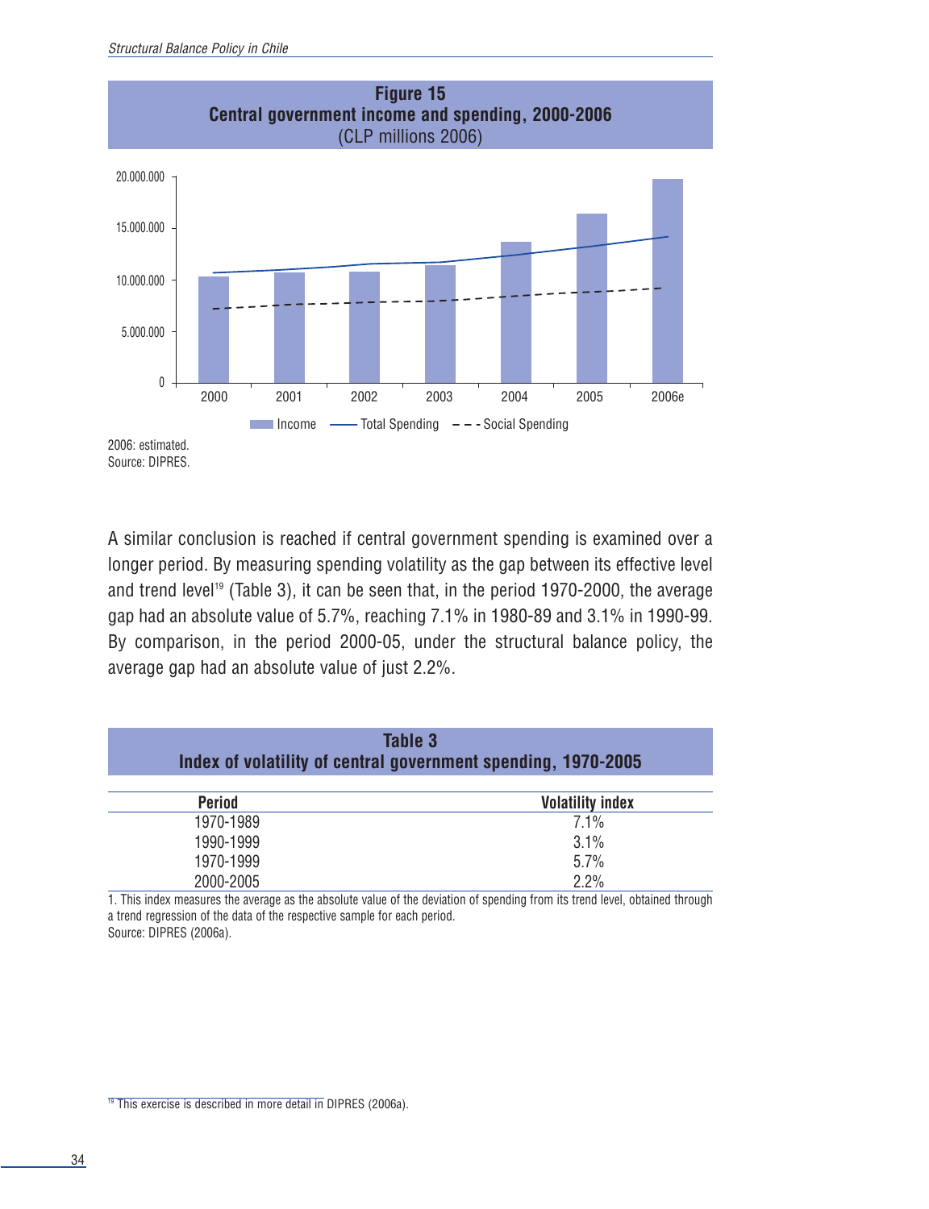**Figure 15**
**Central government income and spending, 2000-2006**
(CLP millions 2006)

2006: estimated.
Source: DIPRES.

A similar conclusion is reached if central government spending is examined over a longer period. By measuring spending volatility as the gap between its effective level and trend level[19] (Table 3), it can be seen that, in the period 1970-2000, the average gap had an absolute value of 5.7%, reaching 7.1% in 1980-89 and 3.1% in 1990-99. By comparison, in the period 2000-05, under the structural balance policy, the average gap had an absolute value of just 2.2%.

**Table 3**
**Index of volatility of central government spending, 1970-2005**

| Period | Volatility index |
|---|---|
| 1970-1989 | 7.1% |
| 1990-1999 | 3.1% |
| 1970-1999 | 5.7% |
| 2000-2005 | 2.2% |

1. This index measures the average as the absolute value of the deviation of spending from its trend level, obtained through a trend regression of the data of the respective sample for each period.
Source: DIPRES (2006a).

[19] This exercise is described in more detail in DIPRES (2006a).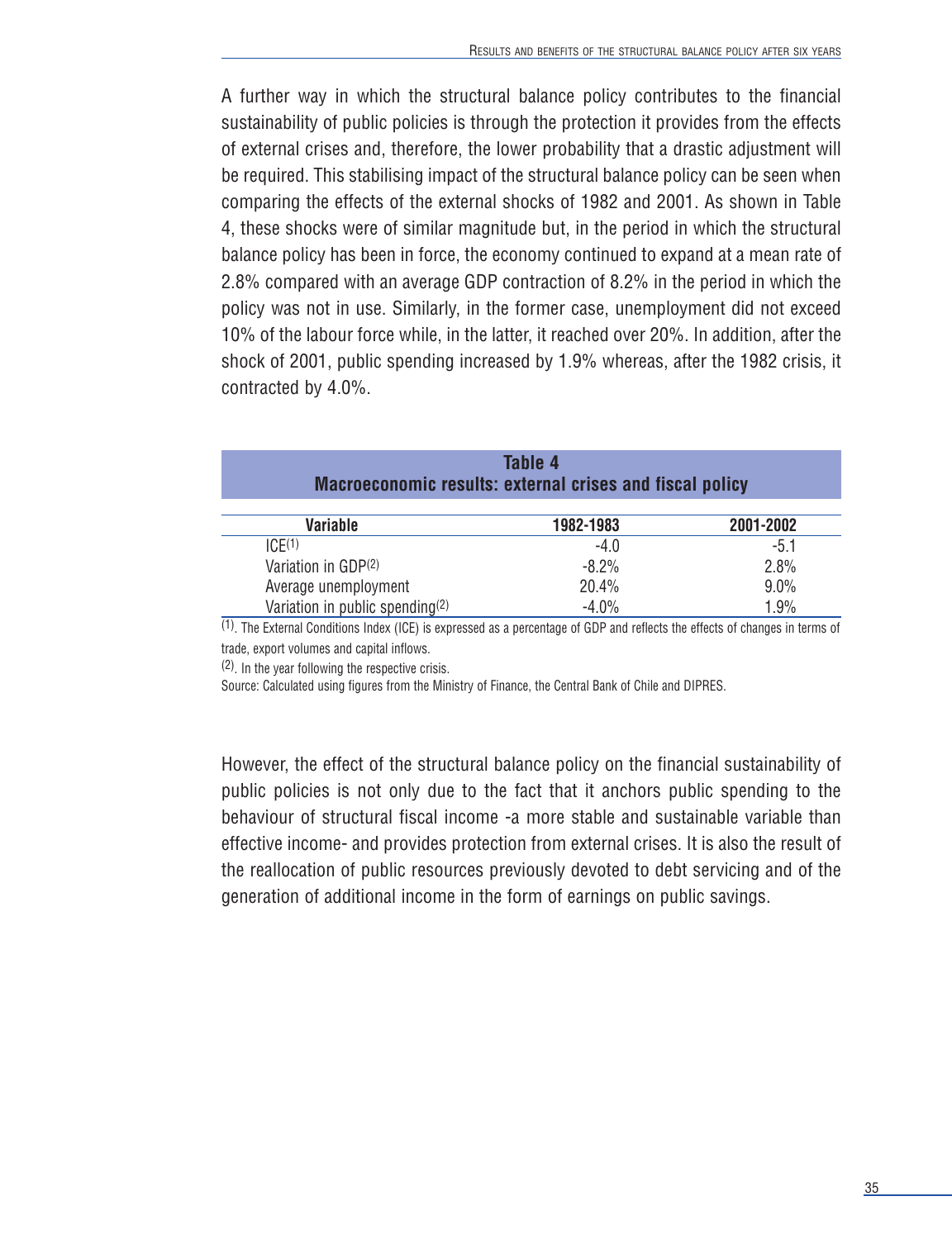A further way in which the structural balance policy contributes to the financial sustainability of public policies is through the protection it provides from the effects of external crises and, therefore, the lower probability that a drastic adjustment will be required. This stabilising impact of the structural balance policy can be seen when comparing the effects of the external shocks of 1982 and 2001. As shown in Table 4, these shocks were of similar magnitude but, in the period in which the structural balance policy has been in force, the economy continued to expand at a mean rate of 2.8% compared with an average GDP contraction of 8.2% in the period in which the policy was not in use. Similarly, in the former case, unemployment did not exceed 10% of the labour force while, in the latter, it reached over 20%. In addition, after the shock of 2001, public spending increased by 1.9% whereas, after the 1982 crisis, it contracted by 4.0%.

**Table 4**
**Macroeconomic results: external crises and fiscal policy**

| Variable | 1982-1983 | 2001-2002 |
|---|---|---|
| ICE[1] | -4.0 | -5.1 |
| Variation in GDP[2] | -8.2% | 2.8% |
| Average unemployment | 20.4% | 9.0% |
| Variation in public spending[2] | -4.0% | 1.9% |

(1). The External Conditions Index (ICE) is expressed as a percentage of GDP and reflects the effects of changes in terms of trade, export volumes and capital inflows.

(2). In the year following the respective crisis.

Source: Calculated using figures from the Ministry of Finance, the Central Bank of Chile and DIPRES.

However, the effect of the structural balance policy on the financial sustainability of public policies is not only due to the fact that it anchors public spending to the behaviour of structural fiscal income -a more stable and sustainable variable than effective income- and provides protection from external crises. It is also the result of the reallocation of public resources previously devoted to debt servicing and of the generation of additional income in the form of earnings on public savings.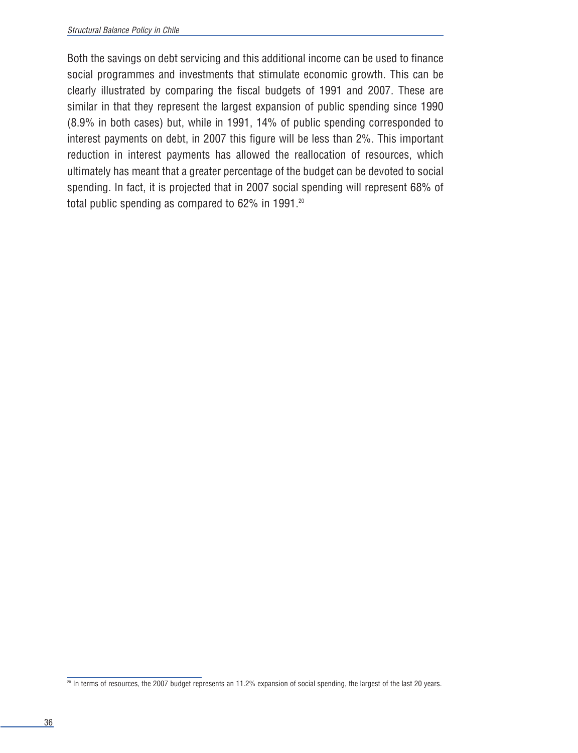Both the savings on debt servicing and this additional income can be used to finance social programmes and investments that stimulate economic growth. This can be clearly illustrated by comparing the fiscal budgets of 1991 and 2007. These are similar in that they represent the largest expansion of public spending since 1990 (8.9% in both cases) but, while in 1991, 14% of public spending corresponded to interest payments on debt, in 2007 this figure will be less than 2%. This important reduction in interest payments has allowed the reallocation of resources, which ultimately has meant that a greater percentage of the budget can be devoted to social spending. In fact, it is projected that in 2007 social spending will represent 68% of total public spending as compared to 62% in 1991.[20]

[20] In terms of resources, the 2007 budget represents an 11.2% expansion of social spending, the largest of the last 20 years.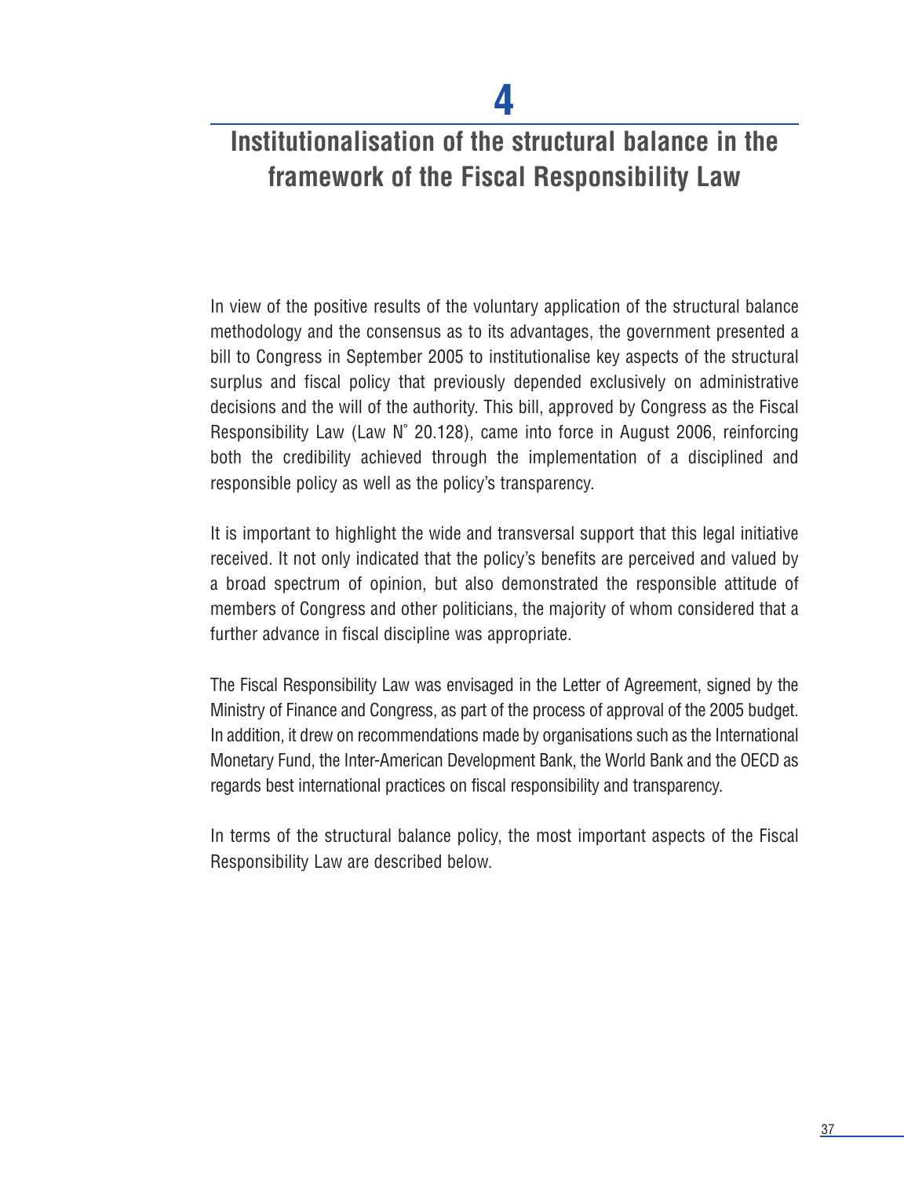# 4

# Institutionalisation of the structural balance in the framework of the Fiscal Responsibility Law

In view of the positive results of the voluntary application of the structural balance methodology and the consensus as to its advantages, the government presented a bill to Congress in September 2005 to institutionalise key aspects of the structural surplus and fiscal policy that previously depended exclusively on administrative decisions and the will of the authority. This bill, approved by Congress as the Fiscal Responsibility Law (Law N° 20.128), came into force in August 2006, reinforcing both the credibility achieved through the implementation of a disciplined and responsible policy as well as the policy's transparency.

It is important to highlight the wide and transversal support that this legal initiative received. It not only indicated that the policy's benefits are perceived and valued by a broad spectrum of opinion, but also demonstrated the responsible attitude of members of Congress and other politicians, the majority of whom considered that a further advance in fiscal discipline was appropriate.

The Fiscal Responsibility Law was envisaged in the Letter of Agreement, signed by the Ministry of Finance and Congress, as part of the process of approval of the 2005 budget. In addition, it drew on recommendations made by organisations such as the International Monetary Fund, the Inter-American Development Bank, the World Bank and the OECD as regards best international practices on fiscal responsibility and transparency.

In terms of the structural balance policy, the most important aspects of the Fiscal Responsibility Law are described below.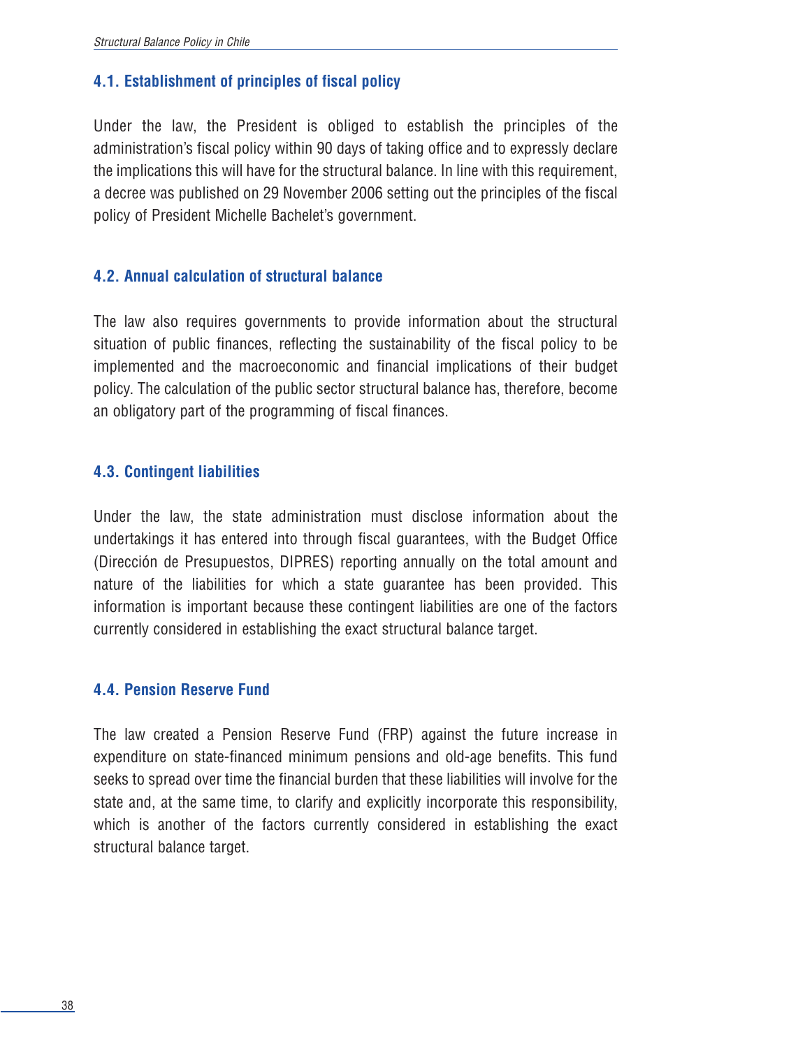### 4.1. Establishment of principles of fiscal policy

Under the law, the President is obliged to establish the principles of the administration's fiscal policy within 90 days of taking office and to expressly declare the implications this will have for the structural balance. In line with this requirement, a decree was published on 29 November 2006 setting out the principles of the fiscal policy of President Michelle Bachelet's government.

### 4.2. Annual calculation of structural balance

The law also requires governments to provide information about the structural situation of public finances, reflecting the sustainability of the fiscal policy to be implemented and the macroeconomic and financial implications of their budget policy. The calculation of the public sector structural balance has, therefore, become an obligatory part of the programming of fiscal finances.

### 4.3. Contingent liabilities

Under the law, the state administration must disclose information about the undertakings it has entered into through fiscal guarantees, with the Budget Office (Dirección de Presupuestos, DIPRES) reporting annually on the total amount and nature of the liabilities for which a state guarantee has been provided. This information is important because these contingent liabilities are one of the factors currently considered in establishing the exact structural balance target.

### 4.4. Pension Reserve Fund

The law created a Pension Reserve Fund (FRP) against the future increase in expenditure on state-financed minimum pensions and old-age benefits. This fund seeks to spread over time the financial burden that these liabilities will involve for the state and, at the same time, to clarify and explicitly incorporate this responsibility, which is another of the factors currently considered in establishing the exact structural balance target.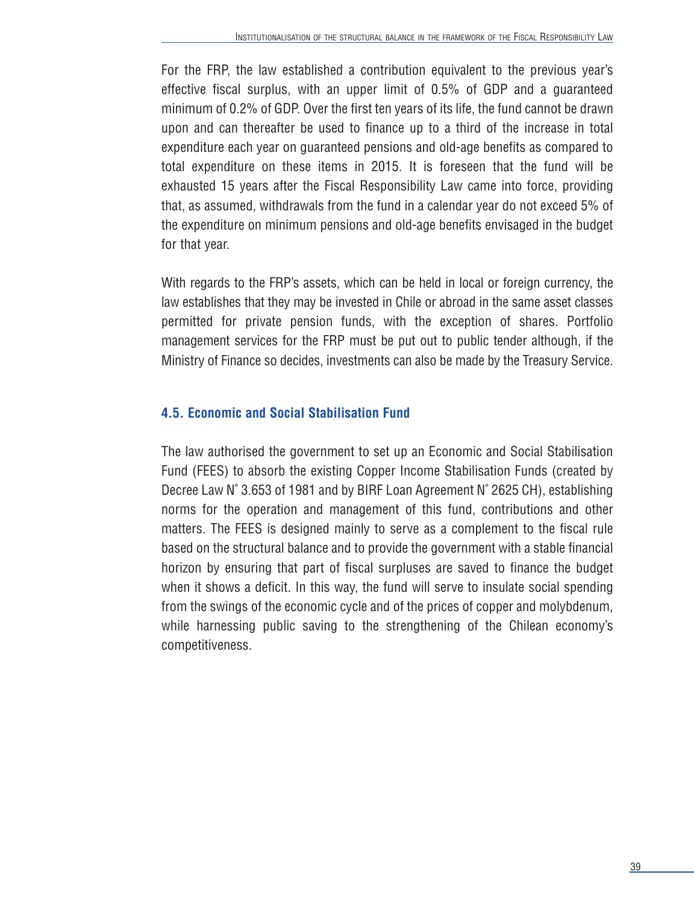For the FRP, the law established a contribution equivalent to the previous year's effective fiscal surplus, with an upper limit of 0.5% of GDP and a guaranteed minimum of 0.2% of GDP. Over the first ten years of its life, the fund cannot be drawn upon and can thereafter be used to finance up to a third of the increase in total expenditure each year on guaranteed pensions and old-age benefits as compared to total expenditure on these items in 2015. It is foreseen that the fund will be exhausted 15 years after the Fiscal Responsibility Law came into force, providing that, as assumed, withdrawals from the fund in a calendar year do not exceed 5% of the expenditure on minimum pensions and old-age benefits envisaged in the budget for that year.

With regards to the FRP's assets, which can be held in local or foreign currency, the law establishes that they may be invested in Chile or abroad in the same asset classes permitted for private pension funds, with the exception of shares. Portfolio management services for the FRP must be put out to public tender although, if the Ministry of Finance so decides, investments can also be made by the Treasury Service.

### 4.5. Economic and Social Stabilisation Fund

The law authorised the government to set up an Economic and Social Stabilisation Fund (FEES) to absorb the existing Copper Income Stabilisation Funds (created by Decree Law N° 3.653 of 1981 and by BIRF Loan Agreement N° 2625 CH), establishing norms for the operation and management of this fund, contributions and other matters. The FEES is designed mainly to serve as a complement to the fiscal rule based on the structural balance and to provide the government with a stable financial horizon by ensuring that part of fiscal surpluses are saved to finance the budget when it shows a deficit. In this way, the fund will serve to insulate social spending from the swings of the economic cycle and of the prices of copper and molybdenum, while harnessing public saving to the strengthening of the Chilean economy's competitiveness.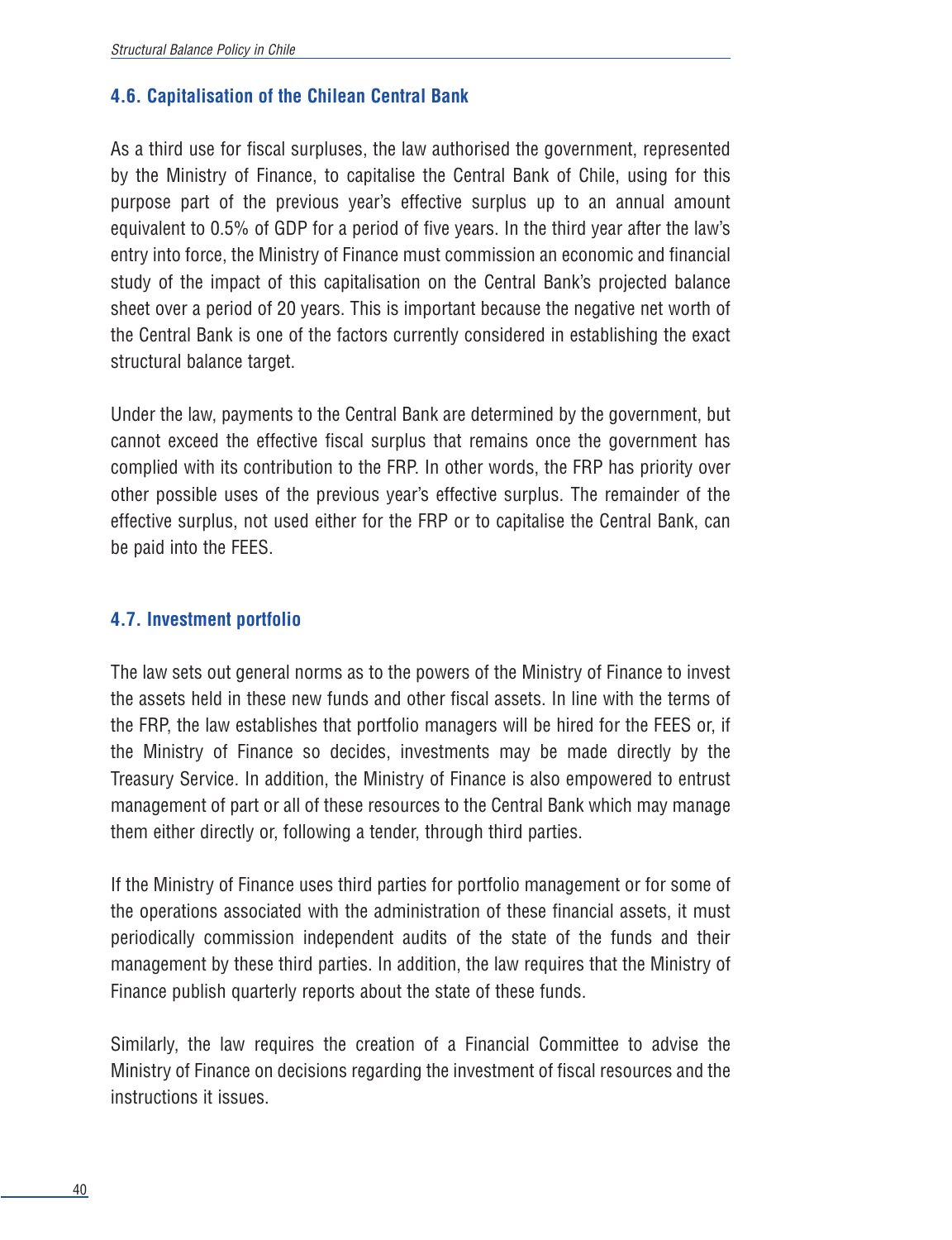### 4.6. Capitalisation of the Chilean Central Bank

As a third use for fiscal surpluses, the law authorised the government, represented by the Ministry of Finance, to capitalise the Central Bank of Chile, using for this purpose part of the previous year's effective surplus up to an annual amount equivalent to 0.5% of GDP for a period of five years. In the third year after the law's entry into force, the Ministry of Finance must commission an economic and financial study of the impact of this capitalisation on the Central Bank's projected balance sheet over a period of 20 years. This is important because the negative net worth of the Central Bank is one of the factors currently considered in establishing the exact structural balance target.

Under the law, payments to the Central Bank are determined by the government, but cannot exceed the effective fiscal surplus that remains once the government has complied with its contribution to the FRP. In other words, the FRP has priority over other possible uses of the previous year's effective surplus. The remainder of the effective surplus, not used either for the FRP or to capitalise the Central Bank, can be paid into the FEES.

### 4.7. Investment portfolio

The law sets out general norms as to the powers of the Ministry of Finance to invest the assets held in these new funds and other fiscal assets. In line with the terms of the FRP, the law establishes that portfolio managers will be hired for the FEES or, if the Ministry of Finance so decides, investments may be made directly by the Treasury Service. In addition, the Ministry of Finance is also empowered to entrust management of part or all of these resources to the Central Bank which may manage them either directly or, following a tender, through third parties.

If the Ministry of Finance uses third parties for portfolio management or for some of the operations associated with the administration of these financial assets, it must periodically commission independent audits of the state of the funds and their management by these third parties. In addition, the law requires that the Ministry of Finance publish quarterly reports about the state of these funds.

Similarly, the law requires the creation of a Financial Committee to advise the Ministry of Finance on decisions regarding the investment of fiscal resources and the instructions it issues.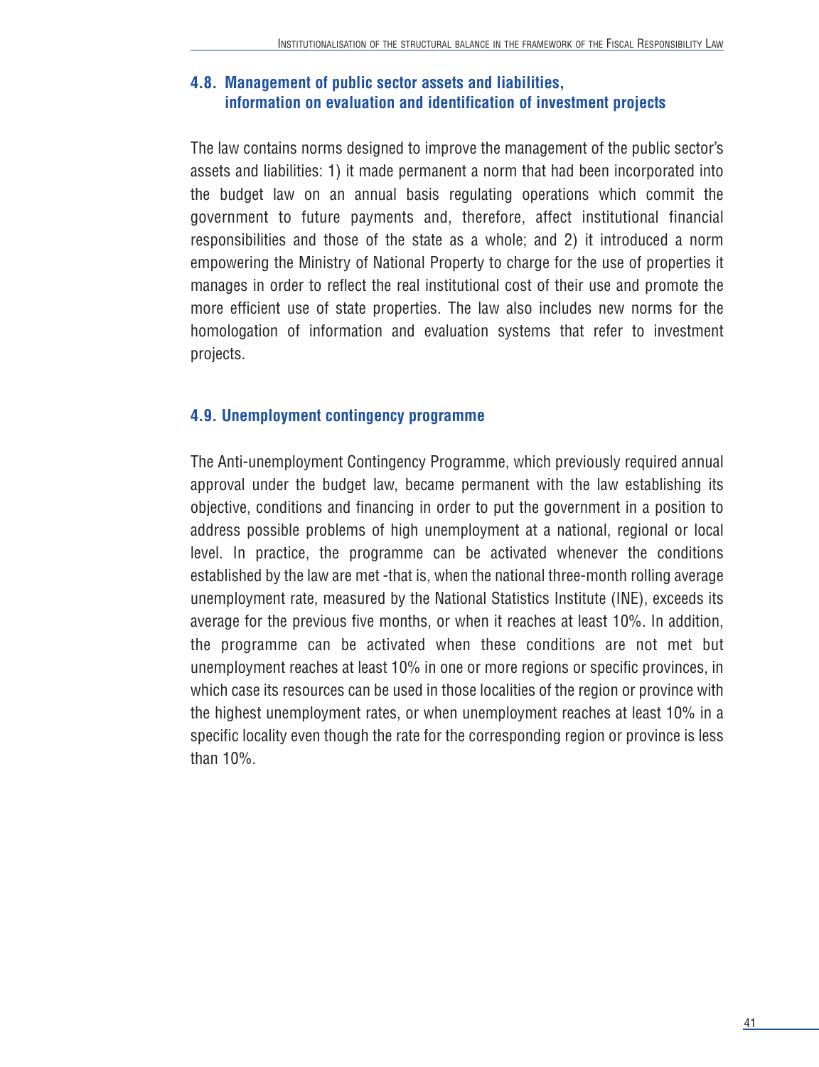### 4.8. Management of public sector assets and liabilities, information on evaluation and identification of investment projects

The law contains norms designed to improve the management of the public sector's assets and liabilities: 1) it made permanent a norm that had been incorporated into the budget law on an annual basis regulating operations which commit the government to future payments and, therefore, affect institutional financial responsibilities and those of the state as a whole; and 2) it introduced a norm empowering the Ministry of National Property to charge for the use of properties it manages in order to reflect the real institutional cost of their use and promote the more efficient use of state properties. The law also includes new norms for the homologation of information and evaluation systems that refer to investment projects.

### 4.9. Unemployment contingency programme

The Anti-unemployment Contingency Programme, which previously required annual approval under the budget law, became permanent with the law establishing its objective, conditions and financing in order to put the government in a position to address possible problems of high unemployment at a national, regional or local level. In practice, the programme can be activated whenever the conditions established by the law are met -that is, when the national three-month rolling average unemployment rate, measured by the National Statistics Institute (INE), exceeds its average for the previous five months, or when it reaches at least 10%. In addition, the programme can be activated when these conditions are not met but unemployment reaches at least 10% in one or more regions or specific provinces, in which case its resources can be used in those localities of the region or province with the highest unemployment rates, or when unemployment reaches at least 10% in a specific locality even though the rate for the corresponding region or province is less than 10%.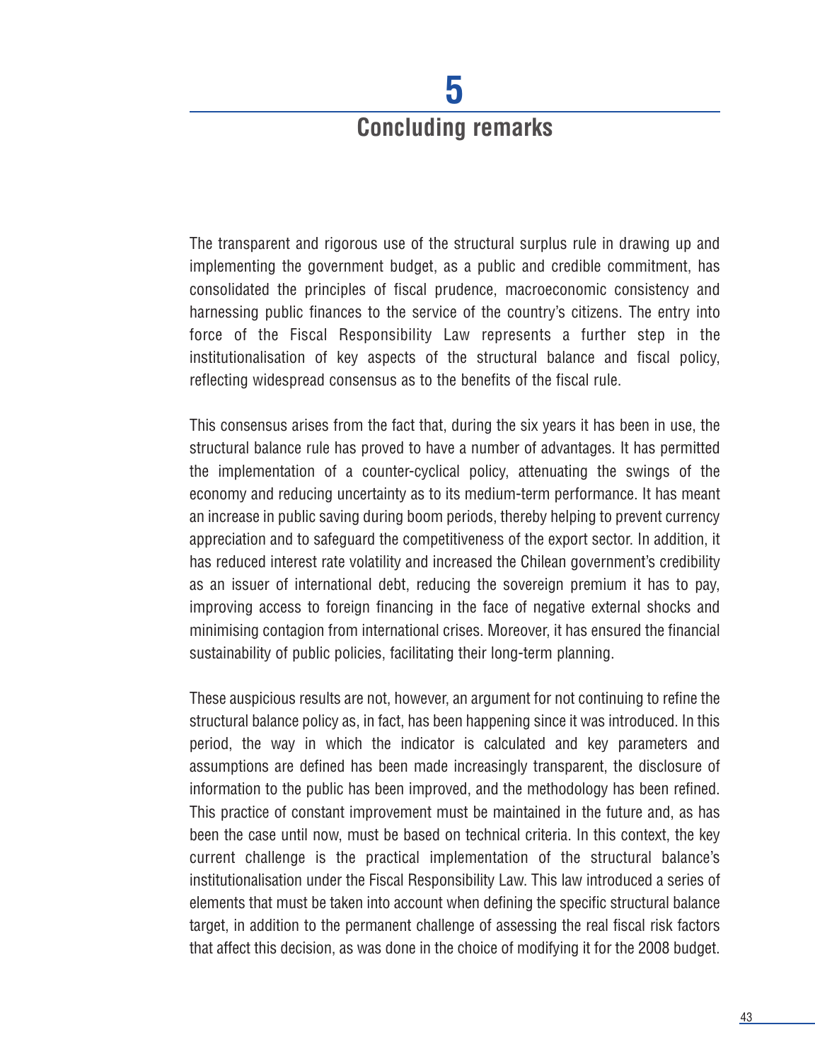# 5 Concluding remarks

The transparent and rigorous use of the structural surplus rule in drawing up and implementing the government budget, as a public and credible commitment, has consolidated the principles of fiscal prudence, macroeconomic consistency and harnessing public finances to the service of the country's citizens. The entry into force of the Fiscal Responsibility Law represents a further step in the institutionalisation of key aspects of the structural balance and fiscal policy, reflecting widespread consensus as to the benefits of the fiscal rule.

This consensus arises from the fact that, during the six years it has been in use, the structural balance rule has proved to have a number of advantages. It has permitted the implementation of a counter-cyclical policy, attenuating the swings of the economy and reducing uncertainty as to its medium-term performance. It has meant an increase in public saving during boom periods, thereby helping to prevent currency appreciation and to safeguard the competitiveness of the export sector. In addition, it has reduced interest rate volatility and increased the Chilean government's credibility as an issuer of international debt, reducing the sovereign premium it has to pay, improving access to foreign financing in the face of negative external shocks and minimising contagion from international crises. Moreover, it has ensured the financial sustainability of public policies, facilitating their long-term planning.

These auspicious results are not, however, an argument for not continuing to refine the structural balance policy as, in fact, has been happening since it was introduced. In this period, the way in which the indicator is calculated and key parameters and assumptions are defined has been made increasingly transparent, the disclosure of information to the public has been improved, and the methodology has been refined. This practice of constant improvement must be maintained in the future and, as has been the case until now, must be based on technical criteria. In this context, the key current challenge is the practical implementation of the structural balance's institutionalisation under the Fiscal Responsibility Law. This law introduced a series of elements that must be taken into account when defining the specific structural balance target, in addition to the permanent challenge of assessing the real fiscal risk factors that affect this decision, as was done in the choice of modifying it for the 2008 budget.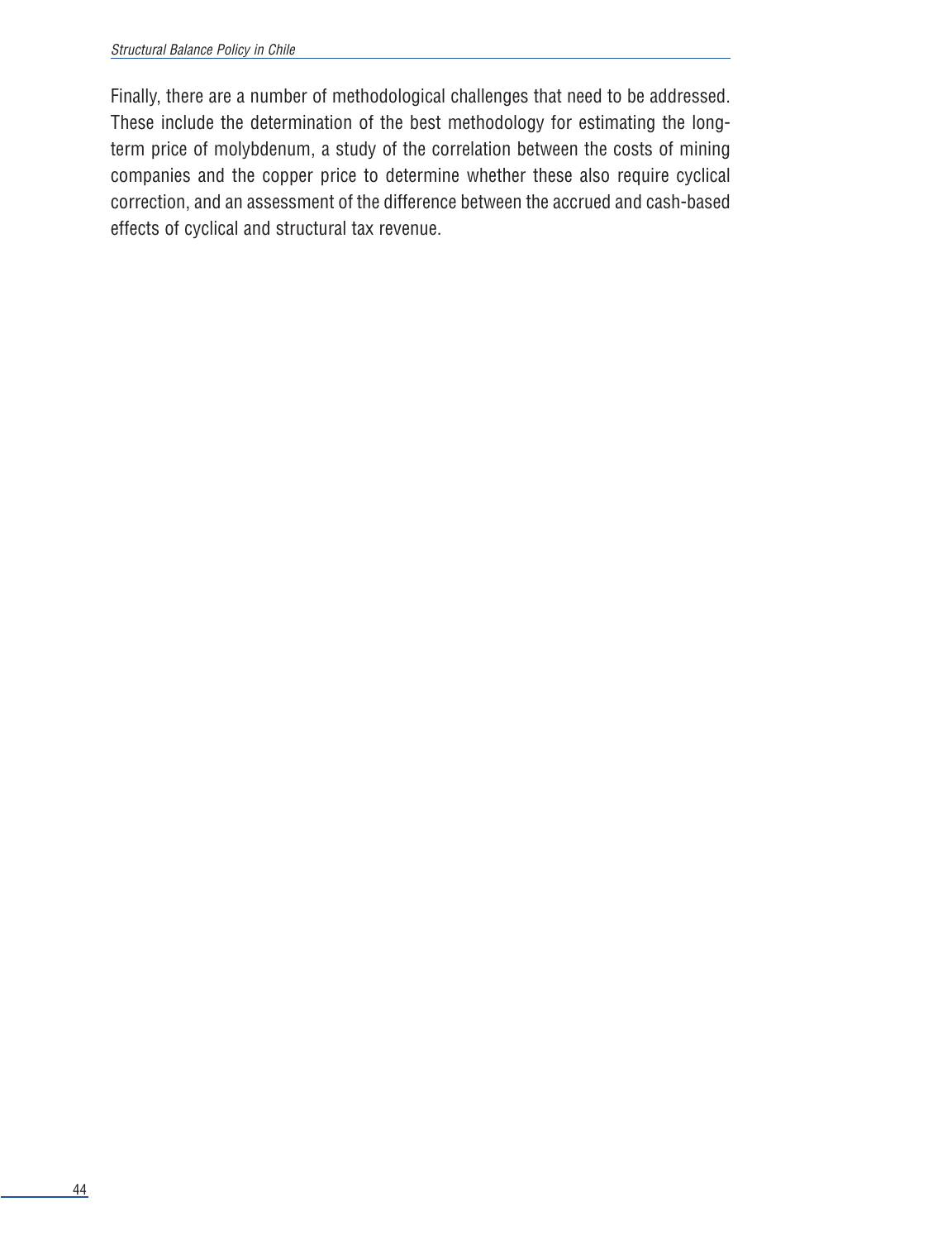Finally, there are a number of methodological challenges that need to be addressed. These include the determination of the best methodology for estimating the long-term price of molybdenum, a study of the correlation between the costs of mining companies and the copper price to determine whether these also require cyclical correction, and an assessment of the difference between the accrued and cash-based effects of cyclical and structural tax revenue.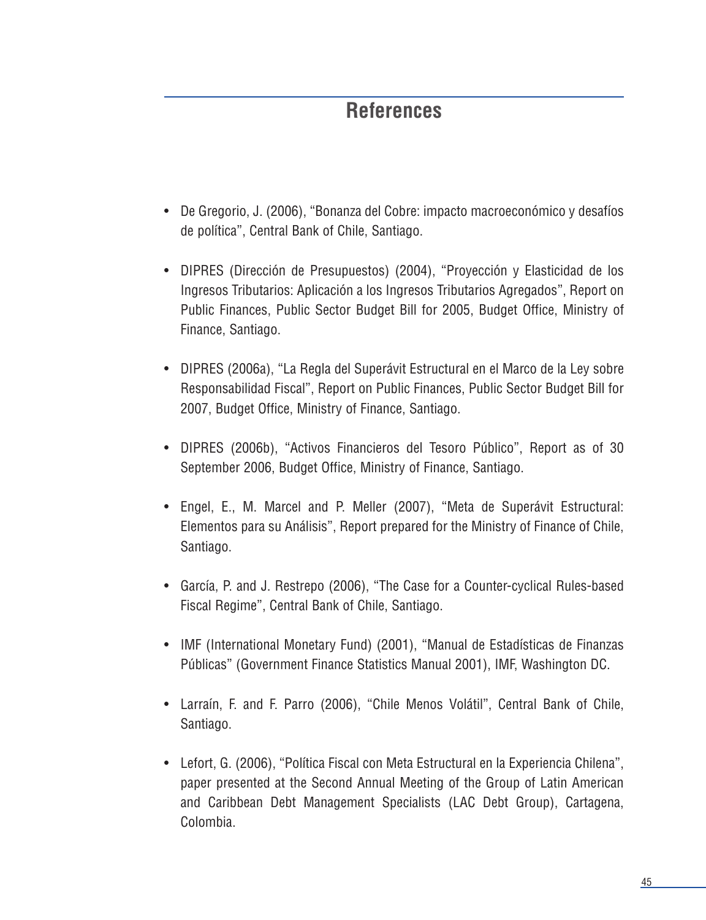# References

- De Gregorio, J. (2006), "Bonanza del Cobre: impacto macroeconómico y desafíos de política", Central Bank of Chile, Santiago.
- DIPRES (Dirección de Presupuestos) (2004), "Proyección y Elasticidad de los Ingresos Tributarios: Aplicación a los Ingresos Tributarios Agregados", Report on Public Finances, Public Sector Budget Bill for 2005, Budget Office, Ministry of Finance, Santiago.
- DIPRES (2006a), "La Regla del Superávit Estructural en el Marco de la Ley sobre Responsabilidad Fiscal", Report on Public Finances, Public Sector Budget Bill for 2007, Budget Office, Ministry of Finance, Santiago.
- DIPRES (2006b), "Activos Financieros del Tesoro Público", Report as of 30 September 2006, Budget Office, Ministry of Finance, Santiago.
- Engel, E., M. Marcel and P. Meller (2007), "Meta de Superávit Estructural: Elementos para su Análisis", Report prepared for the Ministry of Finance of Chile, Santiago.
- García, P. and J. Restrepo (2006), "The Case for a Counter-cyclical Rules-based Fiscal Regime", Central Bank of Chile, Santiago.
- IMF (International Monetary Fund) (2001), "Manual de Estadísticas de Finanzas Públicas" (Government Finance Statistics Manual 2001), IMF, Washington DC.
- Larraín, F. and F. Parro (2006), "Chile Menos Volátil", Central Bank of Chile, Santiago.
- Lefort, G. (2006), "Política Fiscal con Meta Estructural en la Experiencia Chilena", paper presented at the Second Annual Meeting of the Group of Latin American and Caribbean Debt Management Specialists (LAC Debt Group), Cartagena, Colombia.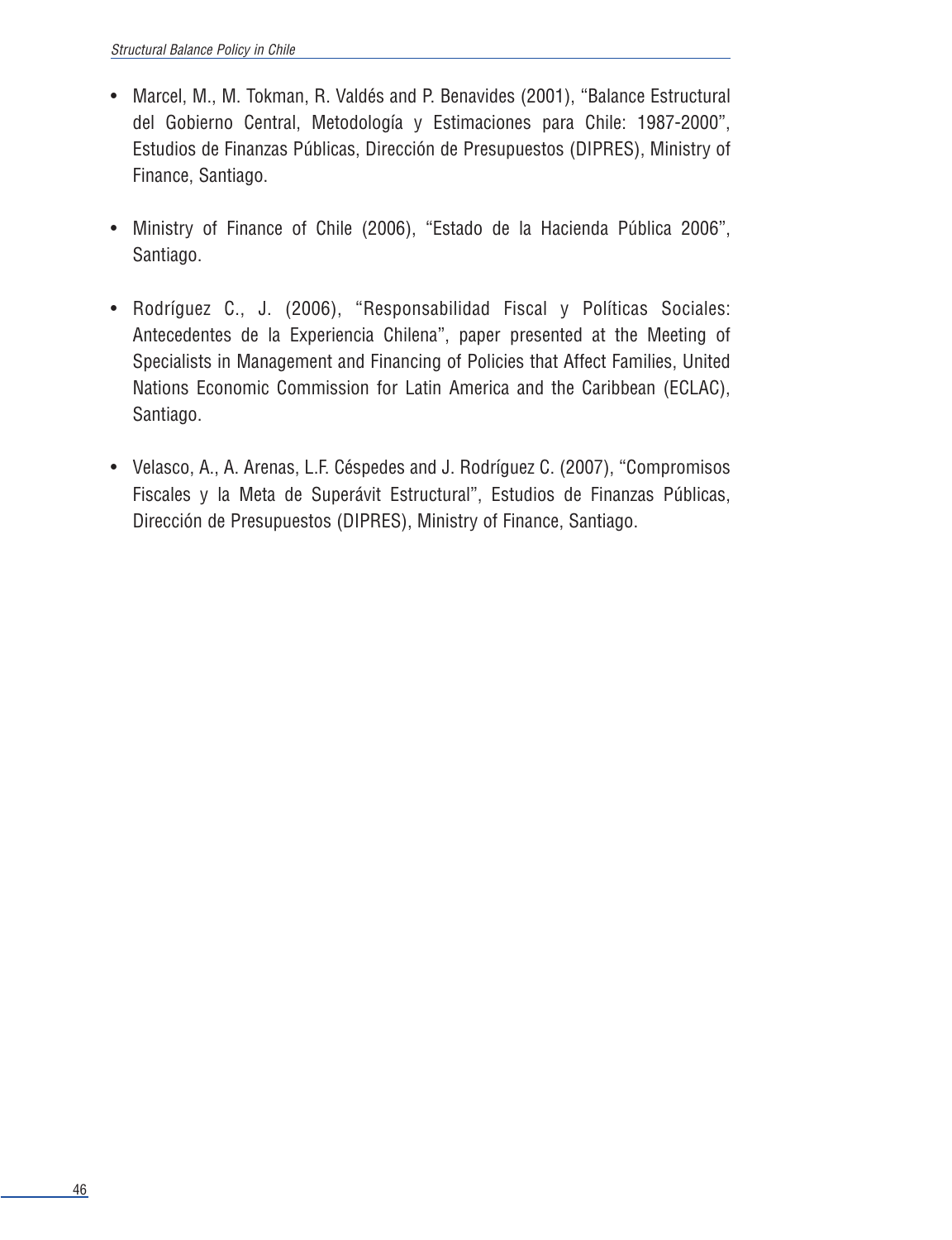- Marcel, M., M. Tokman, R. Valdés and P. Benavides (2001), "Balance Estructural del Gobierno Central, Metodología y Estimaciones para Chile: 1987-2000", Estudios de Finanzas Públicas, Dirección de Presupuestos (DIPRES), Ministry of Finance, Santiago.

- Ministry of Finance of Chile (2006), "Estado de la Hacienda Pública 2006", Santiago.

- Rodríguez C., J. (2006), "Responsabilidad Fiscal y Políticas Sociales: Antecedentes de la Experiencia Chilena", paper presented at the Meeting of Specialists in Management and Financing of Policies that Affect Families, United Nations Economic Commission for Latin America and the Caribbean (ECLAC), Santiago.

- Velasco, A., A. Arenas, L.F. Céspedes and J. Rodríguez C. (2007), "Compromisos Fiscales y la Meta de Superávit Estructural", Estudios de Finanzas Públicas, Dirección de Presupuestos (DIPRES), Ministry of Finance, Santiago.